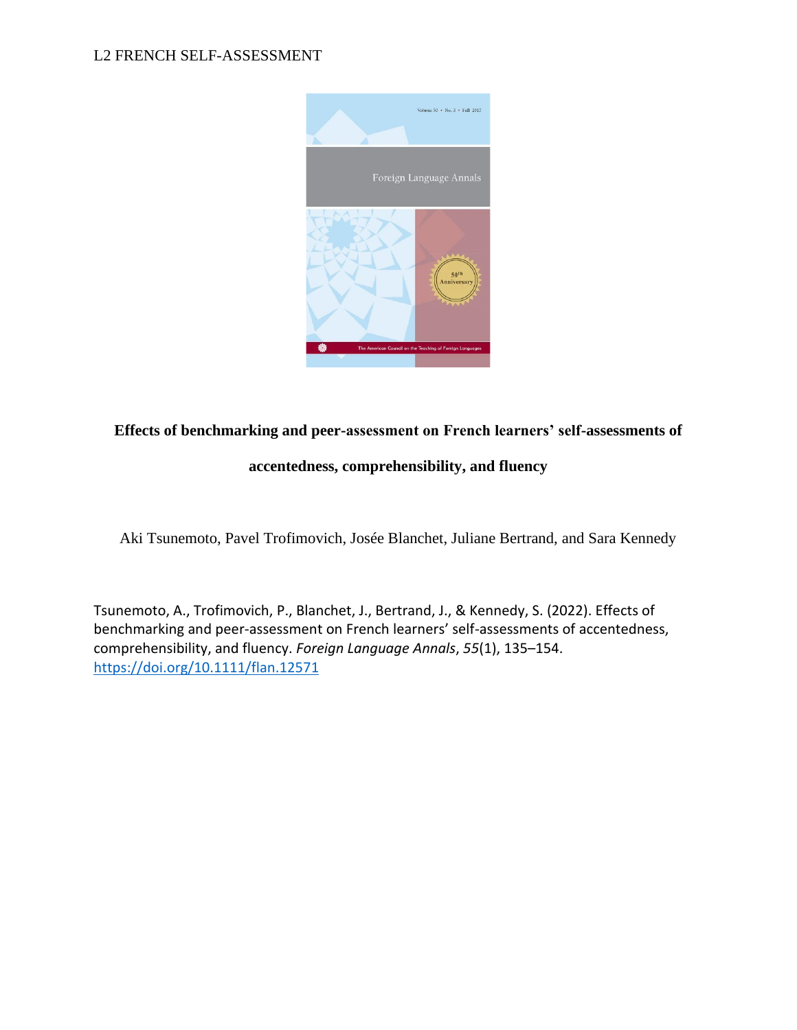# Effects of benchmarking and peer-assessment on French learners' self-assessments of accentedness, comprehensibility, and fluency

Aki Tsunemoto, Pavel Trofimovich, Josée Blanchet, Juliane Bertrand, and Sara Kennedy

Tsunemoto, A., Trofimovich, P., Blanchet, J., Bertrand, J., & Kennedy, S. (2022). Effects of benchmarking and peer-assessment on French learners' self-assessments of accentedness, comprehensibility, and fluency. *Foreign Language Annals*, *55*(1), 135–154. https://doi.org/10.1111/flan.12571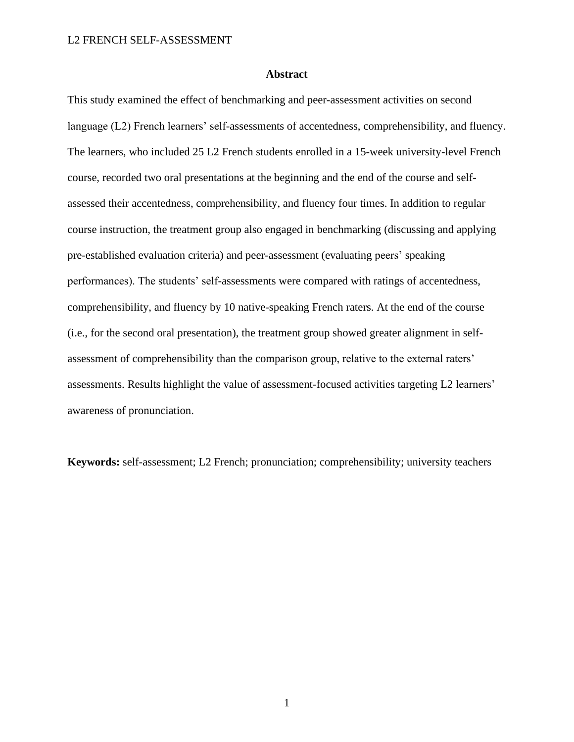## Abstract

This study examined the effect of benchmarking and peer-assessment activities on second language (L2) French learners' self-assessments of accentedness, comprehensibility, and fluency. The learners, who included 25 L2 French students enrolled in a 15-week university-level French course, recorded two oral presentations at the beginning and the end of the course and self-assessed their accentedness, comprehensibility, and fluency four times. In addition to regular course instruction, the treatment group also engaged in benchmarking (discussing and applying pre-established evaluation criteria) and peer-assessment (evaluating peers' speaking performances). The students' self-assessments were compared with ratings of accentedness, comprehensibility, and fluency by 10 native-speaking French raters. At the end of the course (i.e., for the second oral presentation), the treatment group showed greater alignment in self-assessment of comprehensibility than the comparison group, relative to the external raters' assessments. Results highlight the value of assessment-focused activities targeting L2 learners' awareness of pronunciation.

**Keywords:** self-assessment; L2 French; pronunciation; comprehensibility; university teachers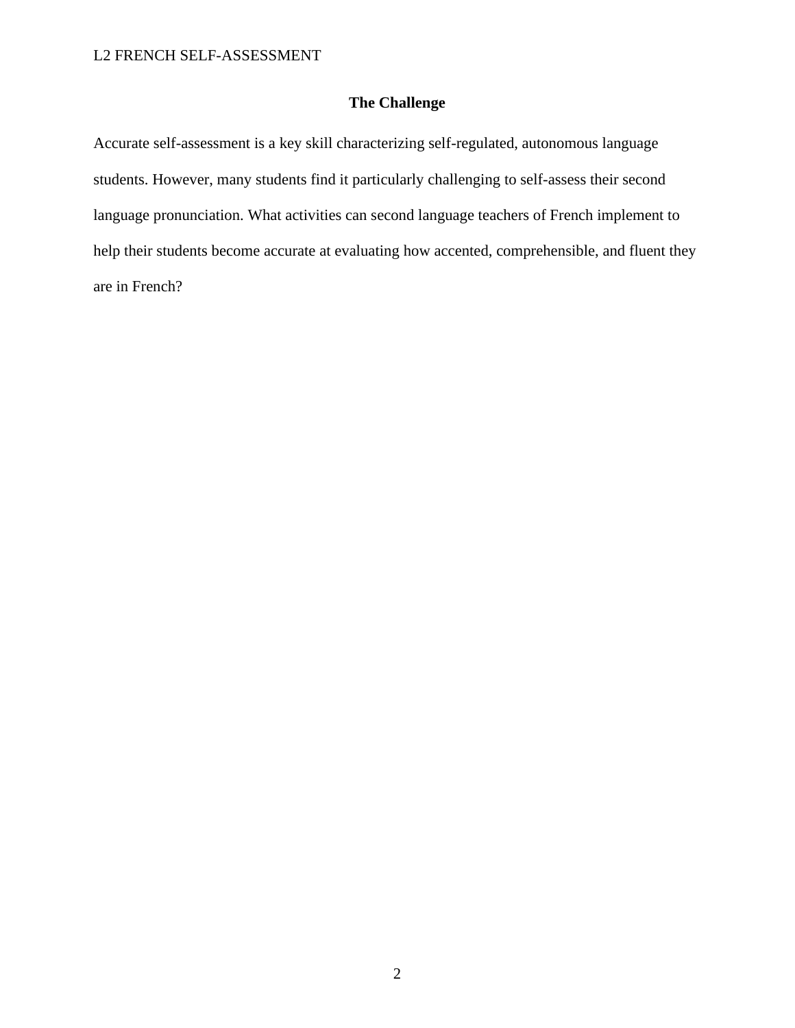## The Challenge

Accurate self-assessment is a key skill characterizing self-regulated, autonomous language students. However, many students find it particularly challenging to self-assess their second language pronunciation. What activities can second language teachers of French implement to help their students become accurate at evaluating how accented, comprehensible, and fluent they are in French?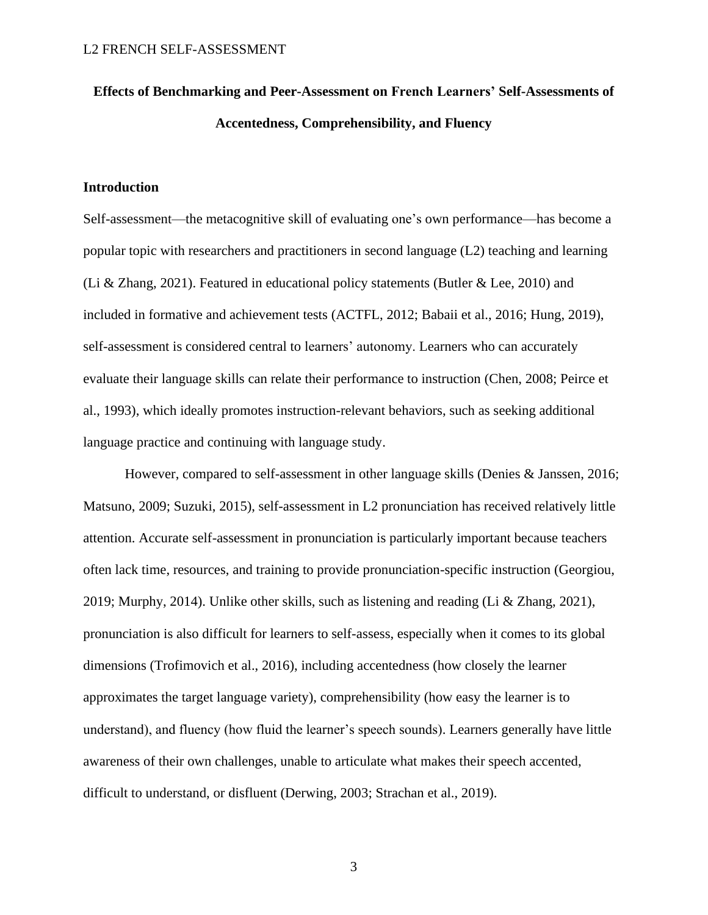**Effects of Benchmarking and Peer-Assessment on French Learners' Self-Assessments of Accentedness, Comprehensibility, and Fluency**

## Introduction

Self-assessment—the metacognitive skill of evaluating one's own performance—has become a popular topic with researchers and practitioners in second language (L2) teaching and learning (Li & Zhang, 2021). Featured in educational policy statements (Butler & Lee, 2010) and included in formative and achievement tests (ACTFL, 2012; Babaii et al., 2016; Hung, 2019), self-assessment is considered central to learners' autonomy. Learners who can accurately evaluate their language skills can relate their performance to instruction (Chen, 2008; Peirce et al., 1993), which ideally promotes instruction-relevant behaviors, such as seeking additional language practice and continuing with language study.

However, compared to self-assessment in other language skills (Denies & Janssen, 2016; Matsuno, 2009; Suzuki, 2015), self-assessment in L2 pronunciation has received relatively little attention. Accurate self-assessment in pronunciation is particularly important because teachers often lack time, resources, and training to provide pronunciation-specific instruction (Georgiou, 2019; Murphy, 2014). Unlike other skills, such as listening and reading (Li & Zhang, 2021), pronunciation is also difficult for learners to self-assess, especially when it comes to its global dimensions (Trofimovich et al., 2016), including accentedness (how closely the learner approximates the target language variety), comprehensibility (how easy the learner is to understand), and fluency (how fluid the learner's speech sounds). Learners generally have little awareness of their own challenges, unable to articulate what makes their speech accented, difficult to understand, or disfluent (Derwing, 2003; Strachan et al., 2019).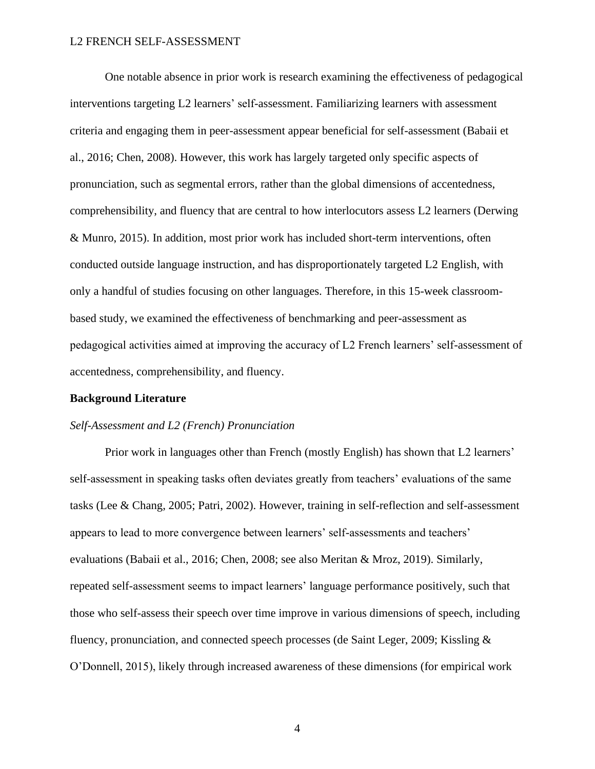One notable absence in prior work is research examining the effectiveness of pedagogical interventions targeting L2 learners' self-assessment. Familiarizing learners with assessment criteria and engaging them in peer-assessment appear beneficial for self-assessment (Babaii et al., 2016; Chen, 2008). However, this work has largely targeted only specific aspects of pronunciation, such as segmental errors, rather than the global dimensions of accentedness, comprehensibility, and fluency that are central to how interlocutors assess L2 learners (Derwing & Munro, 2015). In addition, most prior work has included short-term interventions, often conducted outside language instruction, and has disproportionately targeted L2 English, with only a handful of studies focusing on other languages. Therefore, in this 15-week classroom-based study, we examined the effectiveness of benchmarking and peer-assessment as pedagogical activities aimed at improving the accuracy of L2 French learners' self-assessment of accentedness, comprehensibility, and fluency.

## Background Literature

### *Self-Assessment and L2 (French) Pronunciation*

Prior work in languages other than French (mostly English) has shown that L2 learners' self-assessment in speaking tasks often deviates greatly from teachers' evaluations of the same tasks (Lee & Chang, 2005; Patri, 2002). However, training in self-reflection and self-assessment appears to lead to more convergence between learners' self-assessments and teachers' evaluations (Babaii et al., 2016; Chen, 2008; see also Meritan & Mroz, 2019). Similarly, repeated self-assessment seems to impact learners' language performance positively, such that those who self-assess their speech over time improve in various dimensions of speech, including fluency, pronunciation, and connected speech processes (de Saint Leger, 2009; Kissling & O'Donnell, 2015), likely through increased awareness of these dimensions (for empirical work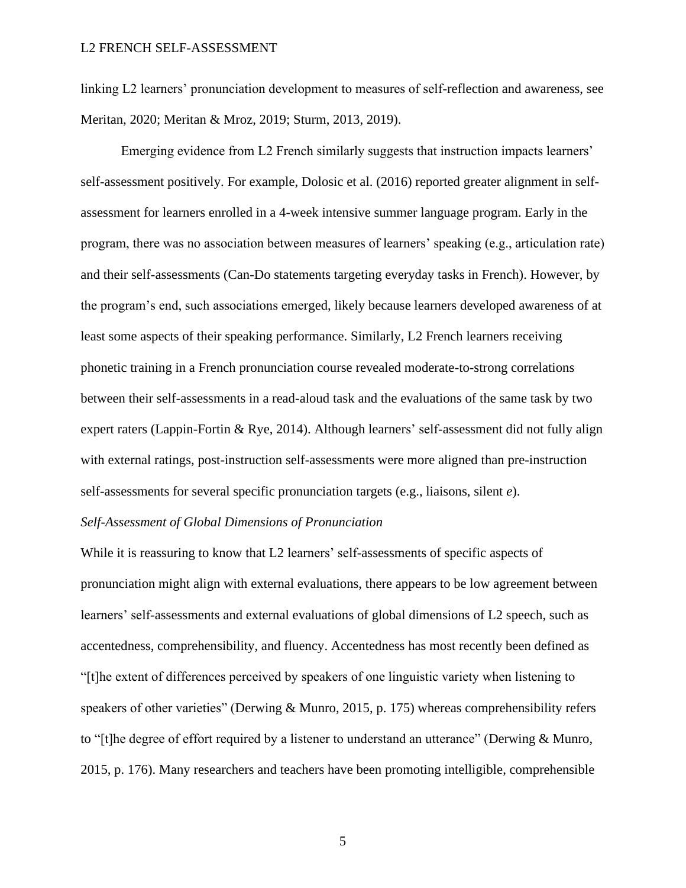linking L2 learners' pronunciation development to measures of self-reflection and awareness, see Meritan, 2020; Meritan & Mroz, 2019; Sturm, 2013, 2019).

Emerging evidence from L2 French similarly suggests that instruction impacts learners' self-assessment positively. For example, Dolosic et al. (2016) reported greater alignment in self-assessment for learners enrolled in a 4-week intensive summer language program. Early in the program, there was no association between measures of learners' speaking (e.g., articulation rate) and their self-assessments (Can-Do statements targeting everyday tasks in French). However, by the program's end, such associations emerged, likely because learners developed awareness of at least some aspects of their speaking performance. Similarly, L2 French learners receiving phonetic training in a French pronunciation course revealed moderate-to-strong correlations between their self-assessments in a read-aloud task and the evaluations of the same task by two expert raters (Lappin-Fortin & Rye, 2014). Although learners' self-assessment did not fully align with external ratings, post-instruction self-assessments were more aligned than pre-instruction self-assessments for several specific pronunciation targets (e.g., liaisons, silent *e*).

### *Self-Assessment of Global Dimensions of Pronunciation*

While it is reassuring to know that L2 learners' self-assessments of specific aspects of pronunciation might align with external evaluations, there appears to be low agreement between learners' self-assessments and external evaluations of global dimensions of L2 speech, such as accentedness, comprehensibility, and fluency. Accentedness has most recently been defined as "[t]he extent of differences perceived by speakers of one linguistic variety when listening to speakers of other varieties" (Derwing & Munro, 2015, p. 175) whereas comprehensibility refers to "[t]he degree of effort required by a listener to understand an utterance" (Derwing & Munro, 2015, p. 176). Many researchers and teachers have been promoting intelligible, comprehensible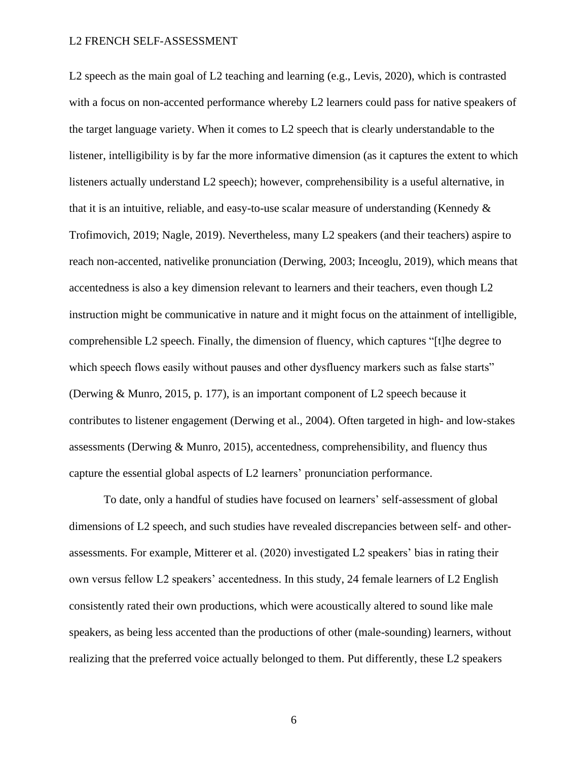L2 speech as the main goal of L2 teaching and learning (e.g., Levis, 2020), which is contrasted with a focus on non-accented performance whereby L2 learners could pass for native speakers of the target language variety. When it comes to L2 speech that is clearly understandable to the listener, intelligibility is by far the more informative dimension (as it captures the extent to which listeners actually understand L2 speech); however, comprehensibility is a useful alternative, in that it is an intuitive, reliable, and easy-to-use scalar measure of understanding (Kennedy & Trofimovich, 2019; Nagle, 2019). Nevertheless, many L2 speakers (and their teachers) aspire to reach non-accented, nativelike pronunciation (Derwing, 2003; Inceoglu, 2019), which means that accentedness is also a key dimension relevant to learners and their teachers, even though L2 instruction might be communicative in nature and it might focus on the attainment of intelligible, comprehensible L2 speech. Finally, the dimension of fluency, which captures "[t]he degree to which speech flows easily without pauses and other dysfluency markers such as false starts" (Derwing & Munro, 2015, p. 177), is an important component of L2 speech because it contributes to listener engagement (Derwing et al., 2004). Often targeted in high- and low-stakes assessments (Derwing & Munro, 2015), accentedness, comprehensibility, and fluency thus capture the essential global aspects of L2 learners' pronunciation performance.

To date, only a handful of studies have focused on learners' self-assessment of global dimensions of L2 speech, and such studies have revealed discrepancies between self- and other-assessments. For example, Mitterer et al. (2020) investigated L2 speakers' bias in rating their own versus fellow L2 speakers' accentedness. In this study, 24 female learners of L2 English consistently rated their own productions, which were acoustically altered to sound like male speakers, as being less accented than the productions of other (male-sounding) learners, without realizing that the preferred voice actually belonged to them. Put differently, these L2 speakers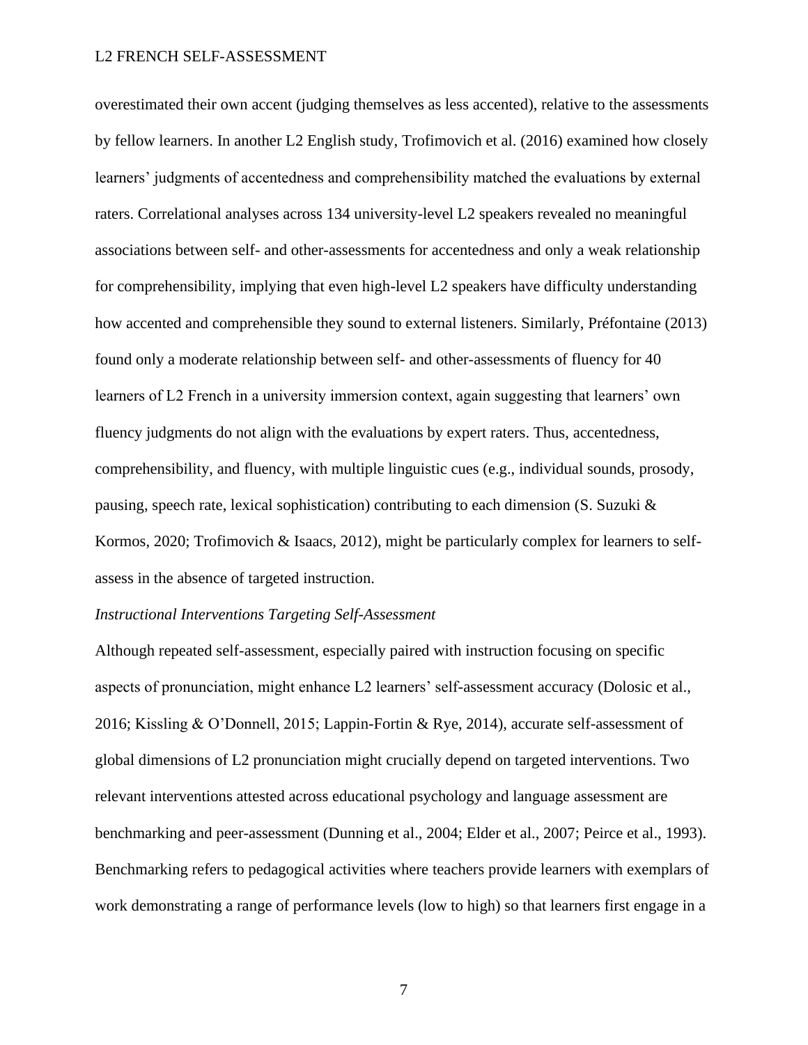overestimated their own accent (judging themselves as less accented), relative to the assessments by fellow learners. In another L2 English study, Trofimovich et al. (2016) examined how closely learners' judgments of accentedness and comprehensibility matched the evaluations by external raters. Correlational analyses across 134 university-level L2 speakers revealed no meaningful associations between self- and other-assessments for accentedness and only a weak relationship for comprehensibility, implying that even high-level L2 speakers have difficulty understanding how accented and comprehensible they sound to external listeners. Similarly, Préfontaine (2013) found only a moderate relationship between self- and other-assessments of fluency for 40 learners of L2 French in a university immersion context, again suggesting that learners' own fluency judgments do not align with the evaluations by expert raters. Thus, accentedness, comprehensibility, and fluency, with multiple linguistic cues (e.g., individual sounds, prosody, pausing, speech rate, lexical sophistication) contributing to each dimension (S. Suzuki & Kormos, 2020; Trofimovich & Isaacs, 2012), might be particularly complex for learners to self-assess in the absence of targeted instruction.

### *Instructional Interventions Targeting Self-Assessment*

Although repeated self-assessment, especially paired with instruction focusing on specific aspects of pronunciation, might enhance L2 learners' self-assessment accuracy (Dolosic et al., 2016; Kissling & O'Donnell, 2015; Lappin-Fortin & Rye, 2014), accurate self-assessment of global dimensions of L2 pronunciation might crucially depend on targeted interventions. Two relevant interventions attested across educational psychology and language assessment are benchmarking and peer-assessment (Dunning et al., 2004; Elder et al., 2007; Peirce et al., 1993). Benchmarking refers to pedagogical activities where teachers provide learners with exemplars of work demonstrating a range of performance levels (low to high) so that learners first engage in a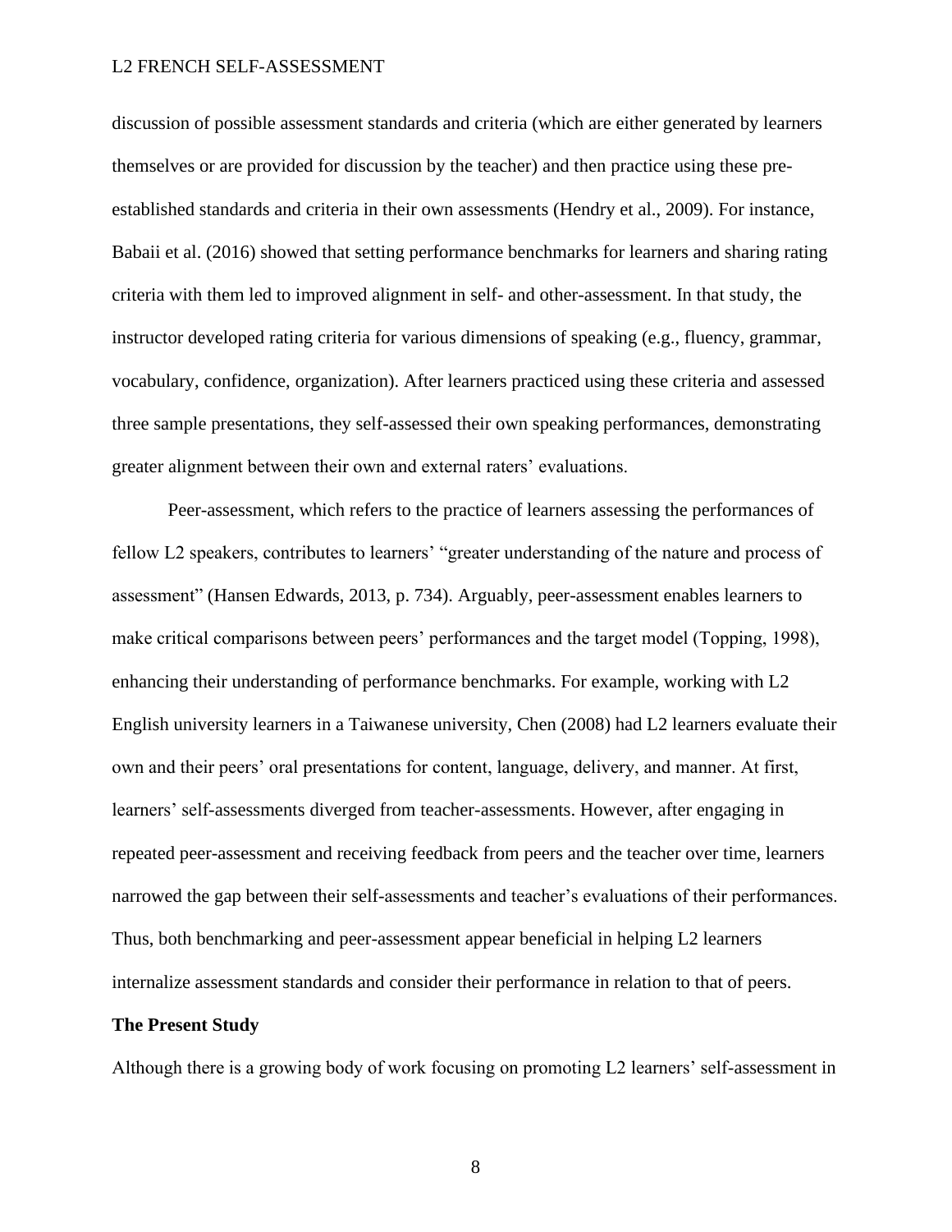discussion of possible assessment standards and criteria (which are either generated by learners themselves or are provided for discussion by the teacher) and then practice using these pre-established standards and criteria in their own assessments (Hendry et al., 2009). For instance, Babaii et al. (2016) showed that setting performance benchmarks for learners and sharing rating criteria with them led to improved alignment in self- and other-assessment. In that study, the instructor developed rating criteria for various dimensions of speaking (e.g., fluency, grammar, vocabulary, confidence, organization). After learners practiced using these criteria and assessed three sample presentations, they self-assessed their own speaking performances, demonstrating greater alignment between their own and external raters' evaluations.

Peer-assessment, which refers to the practice of learners assessing the performances of fellow L2 speakers, contributes to learners' "greater understanding of the nature and process of assessment" (Hansen Edwards, 2013, p. 734). Arguably, peer-assessment enables learners to make critical comparisons between peers' performances and the target model (Topping, 1998), enhancing their understanding of performance benchmarks. For example, working with L2 English university learners in a Taiwanese university, Chen (2008) had L2 learners evaluate their own and their peers' oral presentations for content, language, delivery, and manner. At first, learners' self-assessments diverged from teacher-assessments. However, after engaging in repeated peer-assessment and receiving feedback from peers and the teacher over time, learners narrowed the gap between their self-assessments and teacher's evaluations of their performances. Thus, both benchmarking and peer-assessment appear beneficial in helping L2 learners internalize assessment standards and consider their performance in relation to that of peers.

**The Present Study**

Although there is a growing body of work focusing on promoting L2 learners' self-assessment in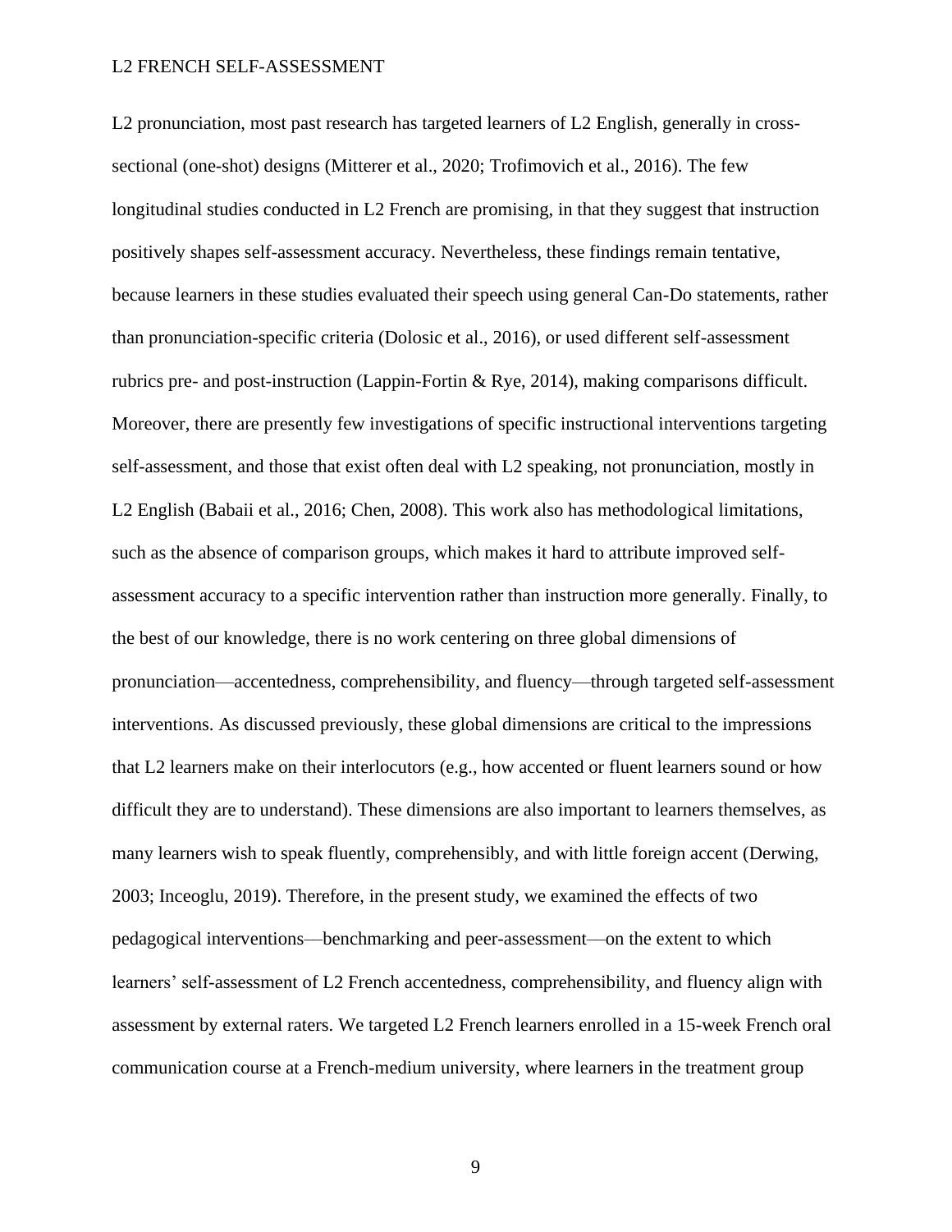L2 pronunciation, most past research has targeted learners of L2 English, generally in cross-sectional (one-shot) designs (Mitterer et al., 2020; Trofimovich et al., 2016). The few longitudinal studies conducted in L2 French are promising, in that they suggest that instruction positively shapes self-assessment accuracy. Nevertheless, these findings remain tentative, because learners in these studies evaluated their speech using general Can-Do statements, rather than pronunciation-specific criteria (Dolosic et al., 2016), or used different self-assessment rubrics pre- and post-instruction (Lappin-Fortin & Rye, 2014), making comparisons difficult. Moreover, there are presently few investigations of specific instructional interventions targeting self-assessment, and those that exist often deal with L2 speaking, not pronunciation, mostly in L2 English (Babaii et al., 2016; Chen, 2008). This work also has methodological limitations, such as the absence of comparison groups, which makes it hard to attribute improved self-assessment accuracy to a specific intervention rather than instruction more generally. Finally, to the best of our knowledge, there is no work centering on three global dimensions of pronunciation—accentedness, comprehensibility, and fluency—through targeted self-assessment interventions. As discussed previously, these global dimensions are critical to the impressions that L2 learners make on their interlocutors (e.g., how accented or fluent learners sound or how difficult they are to understand). These dimensions are also important to learners themselves, as many learners wish to speak fluently, comprehensibly, and with little foreign accent (Derwing, 2003; Inceoglu, 2019). Therefore, in the present study, we examined the effects of two pedagogical interventions—benchmarking and peer-assessment—on the extent to which learners' self-assessment of L2 French accentedness, comprehensibility, and fluency align with assessment by external raters. We targeted L2 French learners enrolled in a 15-week French oral communication course at a French-medium university, where learners in the treatment group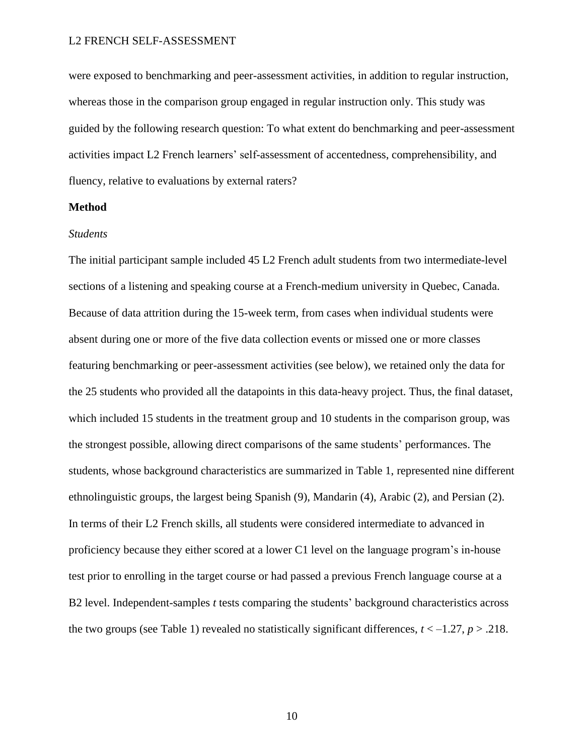were exposed to benchmarking and peer-assessment activities, in addition to regular instruction, whereas those in the comparison group engaged in regular instruction only. This study was guided by the following research question: To what extent do benchmarking and peer-assessment activities impact L2 French learners' self-assessment of accentedness, comprehensibility, and fluency, relative to evaluations by external raters?

## Method

### *Students*

The initial participant sample included 45 L2 French adult students from two intermediate-level sections of a listening and speaking course at a French-medium university in Quebec, Canada. Because of data attrition during the 15-week term, from cases when individual students were absent during one or more of the five data collection events or missed one or more classes featuring benchmarking or peer-assessment activities (see below), we retained only the data for the 25 students who provided all the datapoints in this data-heavy project. Thus, the final dataset, which included 15 students in the treatment group and 10 students in the comparison group, was the strongest possible, allowing direct comparisons of the same students' performances. The students, whose background characteristics are summarized in Table 1, represented nine different ethnolinguistic groups, the largest being Spanish (9), Mandarin (4), Arabic (2), and Persian (2). In terms of their L2 French skills, all students were considered intermediate to advanced in proficiency because they either scored at a lower C1 level on the language program's in-house test prior to enrolling in the target course or had passed a previous French language course at a B2 level. Independent-samples *t* tests comparing the students' background characteristics across the two groups (see Table 1) revealed no statistically significant differences, $t < –1.27$, $p > .218$.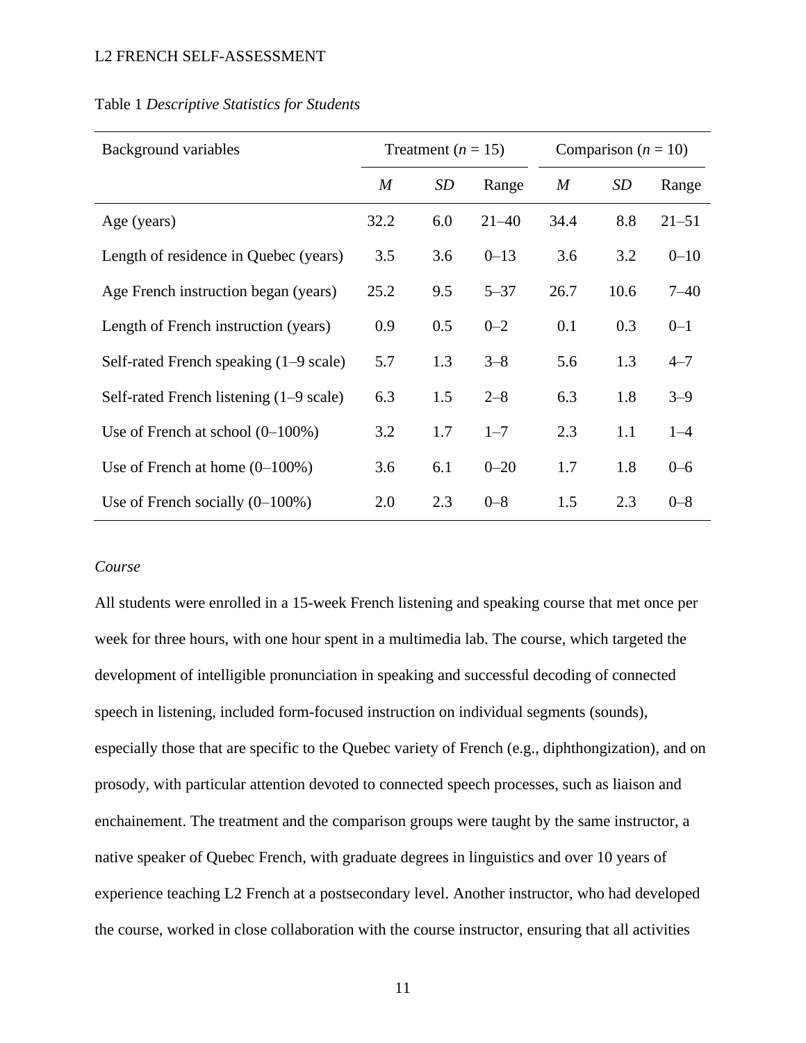Table 1 *Descriptive Statistics for Students*

| Background variables | Treatment ($n$ = 15) | | | Comparison ($n$ = 10) | | |
|---|---|---|---|---|---|---|
| | *M* | *SD* | Range | *M* | *SD* | Range |
| Age (years) | 32.2 | 6.0 | 21–40 | 34.4 | 8.8 | 21–51 |
| Length of residence in Quebec (years) | 3.5 | 3.6 | 0–13 | 3.6 | 3.2 | 0–10 |
| Age French instruction began (years) | 25.2 | 9.5 | 5–37 | 26.7 | 10.6 | 7–40 |
| Length of French instruction (years) | 0.9 | 0.5 | 0–2 | 0.1 | 0.3 | 0–1 |
| Self-rated French speaking (1–9 scale) | 5.7 | 1.3 | 3–8 | 5.6 | 1.3 | 4–7 |
| Self-rated French listening (1–9 scale) | 6.3 | 1.5 | 2–8 | 6.3 | 1.8 | 3–9 |
| Use of French at school (0–100%) | 3.2 | 1.7 | 1–7 | 2.3 | 1.1 | 1–4 |
| Use of French at home (0–100%) | 3.6 | 6.1 | 0–20 | 1.7 | 1.8 | 0–6 |
| Use of French socially (0–100%) | 2.0 | 2.3 | 0–8 | 1.5 | 2.3 | 0–8 |

*Course*

All students were enrolled in a 15-week French listening and speaking course that met once per week for three hours, with one hour spent in a multimedia lab. The course, which targeted the development of intelligible pronunciation in speaking and successful decoding of connected speech in listening, included form-focused instruction on individual segments (sounds), especially those that are specific to the Quebec variety of French (e.g., diphthongization), and on prosody, with particular attention devoted to connected speech processes, such as liaison and enchainement. The treatment and the comparison groups were taught by the same instructor, a native speaker of Quebec French, with graduate degrees in linguistics and over 10 years of experience teaching L2 French at a postsecondary level. Another instructor, who had developed the course, worked in close collaboration with the course instructor, ensuring that all activities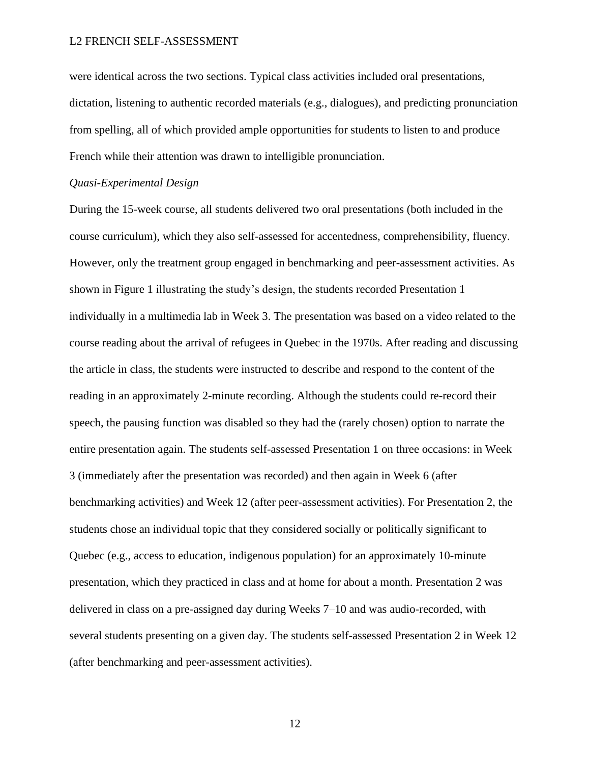were identical across the two sections. Typical class activities included oral presentations, dictation, listening to authentic recorded materials (e.g., dialogues), and predicting pronunciation from spelling, all of which provided ample opportunities for students to listen to and produce French while their attention was drawn to intelligible pronunciation.

*Quasi-Experimental Design*

During the 15-week course, all students delivered two oral presentations (both included in the course curriculum), which they also self-assessed for accentedness, comprehensibility, fluency. However, only the treatment group engaged in benchmarking and peer-assessment activities. As shown in Figure 1 illustrating the study's design, the students recorded Presentation 1 individually in a multimedia lab in Week 3. The presentation was based on a video related to the course reading about the arrival of refugees in Quebec in the 1970s. After reading and discussing the article in class, the students were instructed to describe and respond to the content of the reading in an approximately 2-minute recording. Although the students could re-record their speech, the pausing function was disabled so they had the (rarely chosen) option to narrate the entire presentation again. The students self-assessed Presentation 1 on three occasions: in Week 3 (immediately after the presentation was recorded) and then again in Week 6 (after benchmarking activities) and Week 12 (after peer-assessment activities). For Presentation 2, the students chose an individual topic that they considered socially or politically significant to Quebec (e.g., access to education, indigenous population) for an approximately 10-minute presentation, which they practiced in class and at home for about a month. Presentation 2 was delivered in class on a pre-assigned day during Weeks 7–10 and was audio-recorded, with several students presenting on a given day. The students self-assessed Presentation 2 in Week 12 (after benchmarking and peer-assessment activities).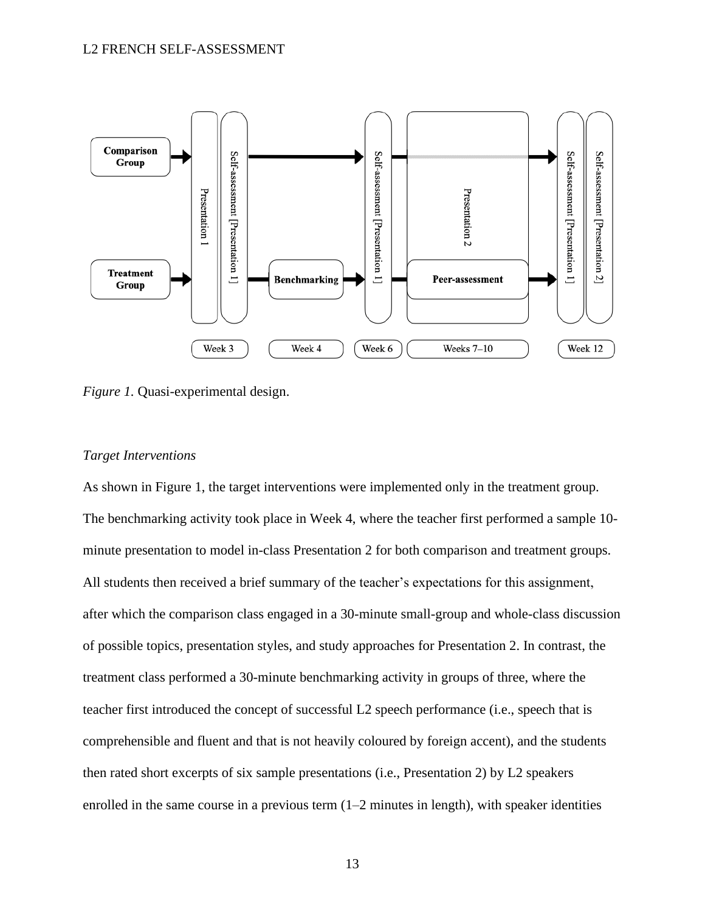*Figure 1.* Quasi-experimental design.

*Target Interventions*

As shown in Figure 1, the target interventions were implemented only in the treatment group. The benchmarking activity took place in Week 4, where the teacher first performed a sample 10-minute presentation to model in-class Presentation 2 for both comparison and treatment groups. All students then received a brief summary of the teacher's expectations for this assignment, after which the comparison class engaged in a 30-minute small-group and whole-class discussion of possible topics, presentation styles, and study approaches for Presentation 2. In contrast, the treatment class performed a 30-minute benchmarking activity in groups of three, where the teacher first introduced the concept of successful L2 speech performance (i.e., speech that is comprehensible and fluent and that is not heavily coloured by foreign accent), and the students then rated short excerpts of six sample presentations (i.e., Presentation 2) by L2 speakers enrolled in the same course in a previous term (1–2 minutes in length), with speaker identities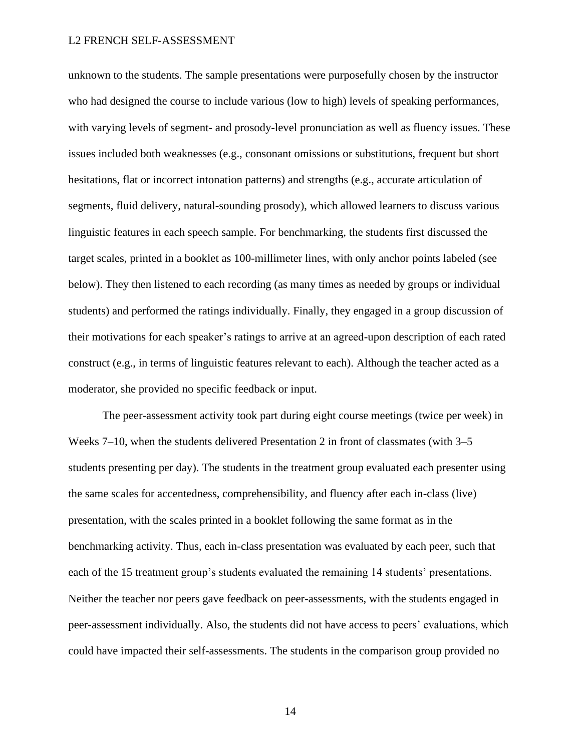unknown to the students. The sample presentations were purposefully chosen by the instructor who had designed the course to include various (low to high) levels of speaking performances, with varying levels of segment- and prosody-level pronunciation as well as fluency issues. These issues included both weaknesses (e.g., consonant omissions or substitutions, frequent but short hesitations, flat or incorrect intonation patterns) and strengths (e.g., accurate articulation of segments, fluid delivery, natural-sounding prosody), which allowed learners to discuss various linguistic features in each speech sample. For benchmarking, the students first discussed the target scales, printed in a booklet as 100-millimeter lines, with only anchor points labeled (see below). They then listened to each recording (as many times as needed by groups or individual students) and performed the ratings individually. Finally, they engaged in a group discussion of their motivations for each speaker's ratings to arrive at an agreed-upon description of each rated construct (e.g., in terms of linguistic features relevant to each). Although the teacher acted as a moderator, she provided no specific feedback or input.

The peer-assessment activity took part during eight course meetings (twice per week) in Weeks 7–10, when the students delivered Presentation 2 in front of classmates (with 3–5 students presenting per day). The students in the treatment group evaluated each presenter using the same scales for accentedness, comprehensibility, and fluency after each in-class (live) presentation, with the scales printed in a booklet following the same format as in the benchmarking activity. Thus, each in-class presentation was evaluated by each peer, such that each of the 15 treatment group's students evaluated the remaining 14 students' presentations. Neither the teacher nor peers gave feedback on peer-assessments, with the students engaged in peer-assessment individually. Also, the students did not have access to peers' evaluations, which could have impacted their self-assessments. The students in the comparison group provided no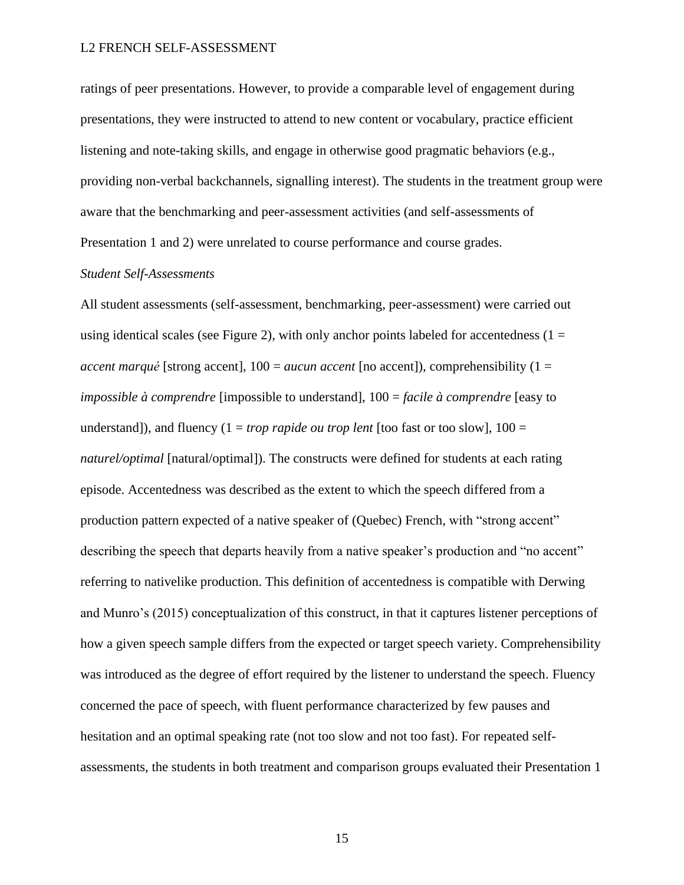ratings of peer presentations. However, to provide a comparable level of engagement during presentations, they were instructed to attend to new content or vocabulary, practice efficient listening and note-taking skills, and engage in otherwise good pragmatic behaviors (e.g., providing non-verbal backchannels, signalling interest). The students in the treatment group were aware that the benchmarking and peer-assessment activities (and self-assessments of Presentation 1 and 2) were unrelated to course performance and course grades.

*Student Self-Assessments*

All student assessments (self-assessment, benchmarking, peer-assessment) were carried out using identical scales (see Figure 2), with only anchor points labeled for accentedness (1 = *accent marqué* [strong accent], 100 = *aucun accent* [no accent]), comprehensibility (1 = *impossible à comprendre* [impossible to understand], 100 = *facile à comprendre* [easy to understand]), and fluency (1 = *trop rapide ou trop lent* [too fast or too slow], 100 = *naturel/optimal* [natural/optimal]). The constructs were defined for students at each rating episode. Accentedness was described as the extent to which the speech differed from a production pattern expected of a native speaker of (Quebec) French, with "strong accent" describing the speech that departs heavily from a native speaker's production and "no accent" referring to nativelike production. This definition of accentedness is compatible with Derwing and Munro's (2015) conceptualization of this construct, in that it captures listener perceptions of how a given speech sample differs from the expected or target speech variety. Comprehensibility was introduced as the degree of effort required by the listener to understand the speech. Fluency concerned the pace of speech, with fluent performance characterized by few pauses and hesitation and an optimal speaking rate (not too slow and not too fast). For repeated self-assessments, the students in both treatment and comparison groups evaluated their Presentation 1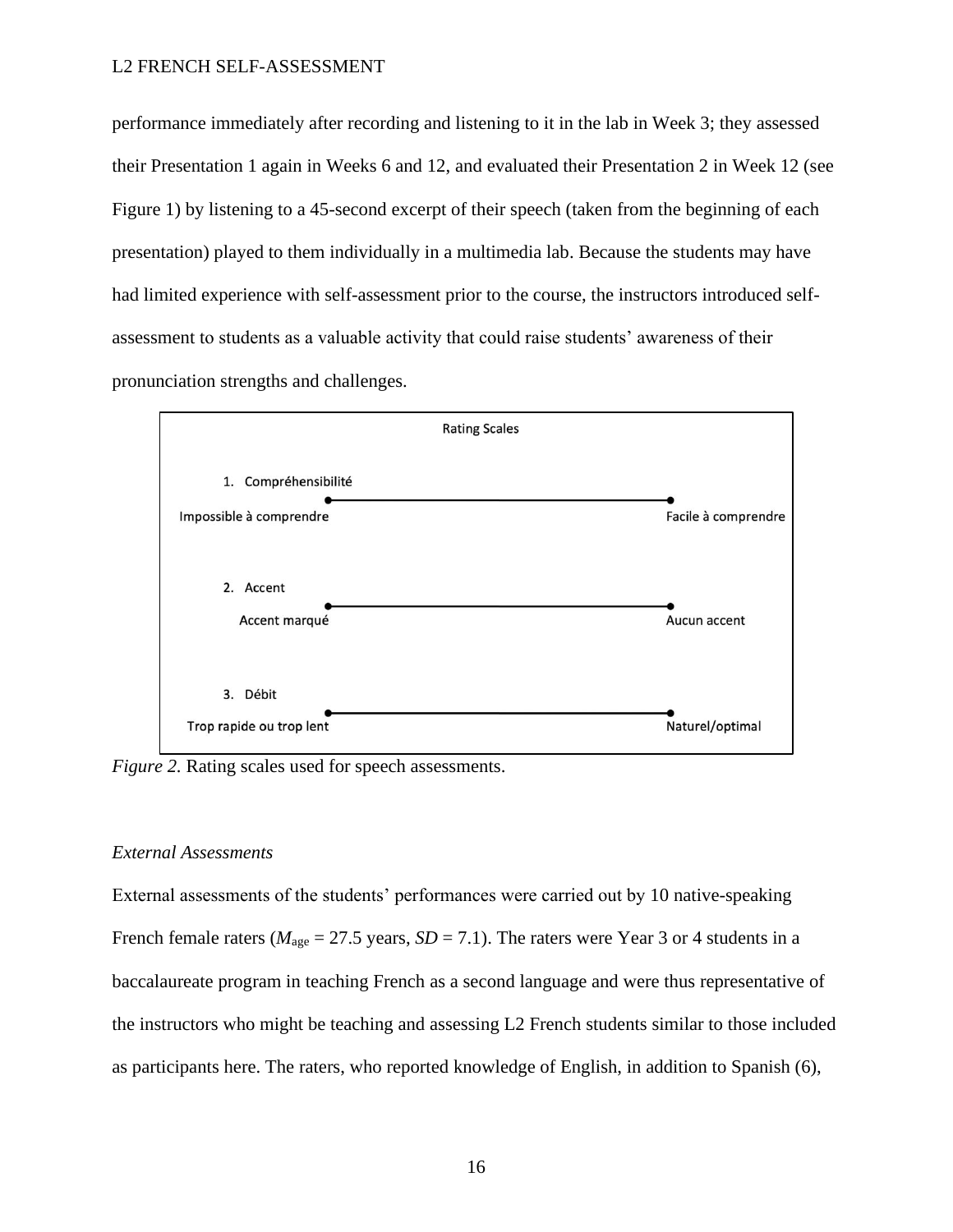performance immediately after recording and listening to it in the lab in Week 3; they assessed their Presentation 1 again in Weeks 6 and 12, and evaluated their Presentation 2 in Week 12 (see Figure 1) by listening to a 45-second excerpt of their speech (taken from the beginning of each presentation) played to them individually in a multimedia lab. Because the students may have had limited experience with self-assessment prior to the course, the instructors introduced self-assessment to students as a valuable activity that could raise students' awareness of their pronunciation strengths and challenges.

Rating Scales

1. Compréhensibilité

Impossible à comprendre — Facile à comprendre

2. Accent

Accent marqué — Aucun accent

3. Débit

Trop rapide ou trop lent — Naturel/optimal

*Figure 2.* Rating scales used for speech assessments.

*External Assessments*

External assessments of the students' performances were carried out by 10 native-speaking French female raters ($M_{age}$ = 27.5 years, *SD* = 7.1). The raters were Year 3 or 4 students in a baccalaureate program in teaching French as a second language and were thus representative of the instructors who might be teaching and assessing L2 French students similar to those included as participants here. The raters, who reported knowledge of English, in addition to Spanish (6),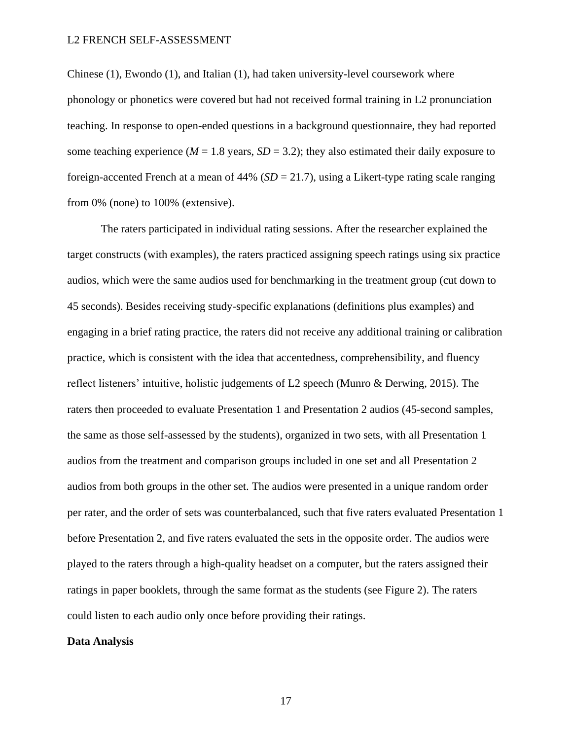Chinese (1), Ewondo (1), and Italian (1), had taken university-level coursework where phonology or phonetics were covered but had not received formal training in L2 pronunciation teaching. In response to open-ended questions in a background questionnaire, they had reported some teaching experience (*M* = 1.8 years, *SD* = 3.2); they also estimated their daily exposure to foreign-accented French at a mean of 44% (*SD* = 21.7), using a Likert-type rating scale ranging from 0% (none) to 100% (extensive).

The raters participated in individual rating sessions. After the researcher explained the target constructs (with examples), the raters practiced assigning speech ratings using six practice audios, which were the same audios used for benchmarking in the treatment group (cut down to 45 seconds). Besides receiving study-specific explanations (definitions plus examples) and engaging in a brief rating practice, the raters did not receive any additional training or calibration practice, which is consistent with the idea that accentedness, comprehensibility, and fluency reflect listeners' intuitive, holistic judgements of L2 speech (Munro & Derwing, 2015). The raters then proceeded to evaluate Presentation 1 and Presentation 2 audios (45-second samples, the same as those self-assessed by the students), organized in two sets, with all Presentation 1 audios from the treatment and comparison groups included in one set and all Presentation 2 audios from both groups in the other set. The audios were presented in a unique random order per rater, and the order of sets was counterbalanced, such that five raters evaluated Presentation 1 before Presentation 2, and five raters evaluated the sets in the opposite order. The audios were played to the raters through a high-quality headset on a computer, but the raters assigned their ratings in paper booklets, through the same format as the students (see Figure 2). The raters could listen to each audio only once before providing their ratings.

**Data Analysis**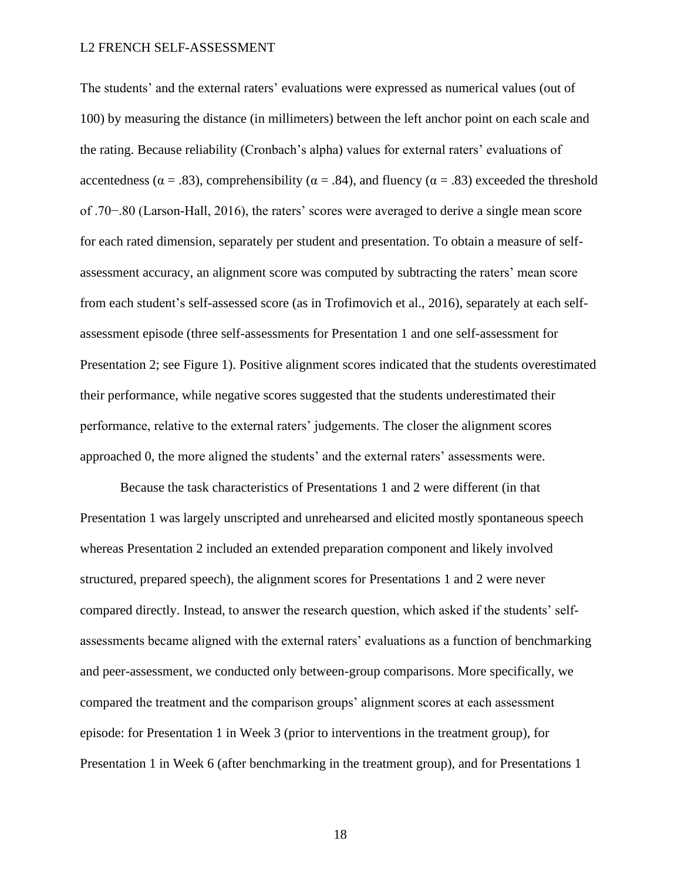The students' and the external raters' evaluations were expressed as numerical values (out of 100) by measuring the distance (in millimeters) between the left anchor point on each scale and the rating. Because reliability (Cronbach's alpha) values for external raters' evaluations of accentedness ($\alpha = .83$), comprehensibility ($\alpha = .84$), and fluency ($\alpha = .83$) exceeded the threshold of .70−.80 (Larson-Hall, 2016), the raters' scores were averaged to derive a single mean score for each rated dimension, separately per student and presentation. To obtain a measure of self-assessment accuracy, an alignment score was computed by subtracting the raters' mean score from each student's self-assessed score (as in Trofimovich et al., 2016), separately at each self-assessment episode (three self-assessments for Presentation 1 and one self-assessment for Presentation 2; see Figure 1). Positive alignment scores indicated that the students overestimated their performance, while negative scores suggested that the students underestimated their performance, relative to the external raters' judgements. The closer the alignment scores approached 0, the more aligned the students' and the external raters' assessments were.

Because the task characteristics of Presentations 1 and 2 were different (in that Presentation 1 was largely unscripted and unrehearsed and elicited mostly spontaneous speech whereas Presentation 2 included an extended preparation component and likely involved structured, prepared speech), the alignment scores for Presentations 1 and 2 were never compared directly. Instead, to answer the research question, which asked if the students' self-assessments became aligned with the external raters' evaluations as a function of benchmarking and peer-assessment, we conducted only between-group comparisons. More specifically, we compared the treatment and the comparison groups' alignment scores at each assessment episode: for Presentation 1 in Week 3 (prior to interventions in the treatment group), for Presentation 1 in Week 6 (after benchmarking in the treatment group), and for Presentations 1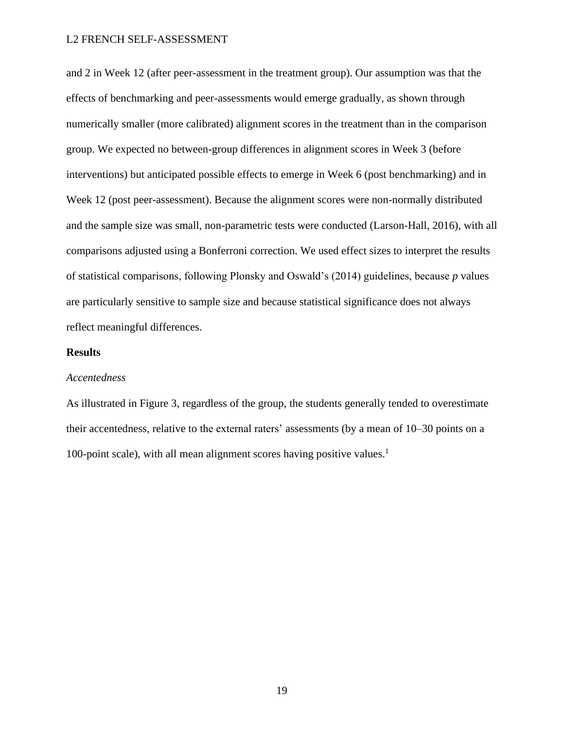and 2 in Week 12 (after peer-assessment in the treatment group). Our assumption was that the effects of benchmarking and peer-assessments would emerge gradually, as shown through numerically smaller (more calibrated) alignment scores in the treatment than in the comparison group. We expected no between-group differences in alignment scores in Week 3 (before interventions) but anticipated possible effects to emerge in Week 6 (post benchmarking) and in Week 12 (post peer-assessment). Because the alignment scores were non-normally distributed and the sample size was small, non-parametric tests were conducted (Larson-Hall, 2016), with all comparisons adjusted using a Bonferroni correction. We used effect sizes to interpret the results of statistical comparisons, following Plonsky and Oswald's (2014) guidelines, because *p* values are particularly sensitive to sample size and because statistical significance does not always reflect meaningful differences.

## Results

### *Accentedness*

As illustrated in Figure 3, regardless of the group, the students generally tended to overestimate their accentedness, relative to the external raters' assessments (by a mean of 10–30 points on a 100-point scale), with all mean alignment scores having positive values.[1]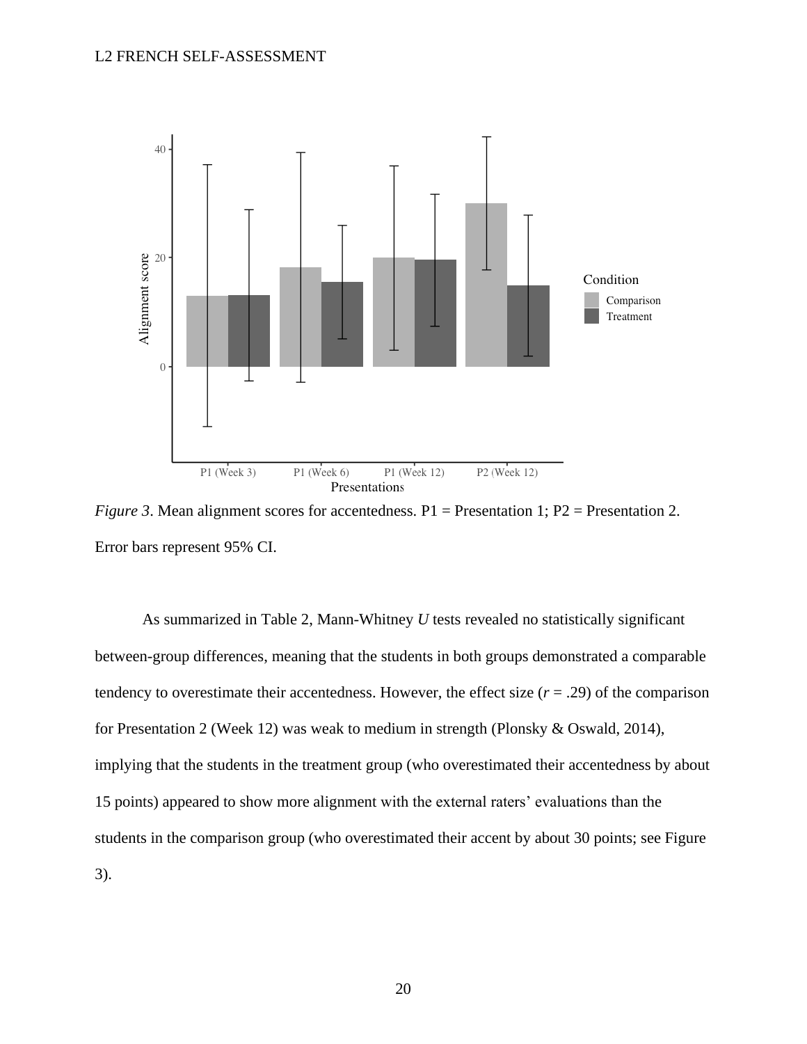*Figure 3*. Mean alignment scores for accentedness. P1 = Presentation 1; P2 = Presentation 2. Error bars represent 95% CI.

As summarized in Table 2, Mann-Whitney *U* tests revealed no statistically significant between-group differences, meaning that the students in both groups demonstrated a comparable tendency to overestimate their accentedness. However, the effect size ($r = .29$) of the comparison for Presentation 2 (Week 12) was weak to medium in strength (Plonsky & Oswald, 2014), implying that the students in the treatment group (who overestimated their accentedness by about 15 points) appeared to show more alignment with the external raters' evaluations than the students in the comparison group (who overestimated their accent by about 30 points; see Figure 3).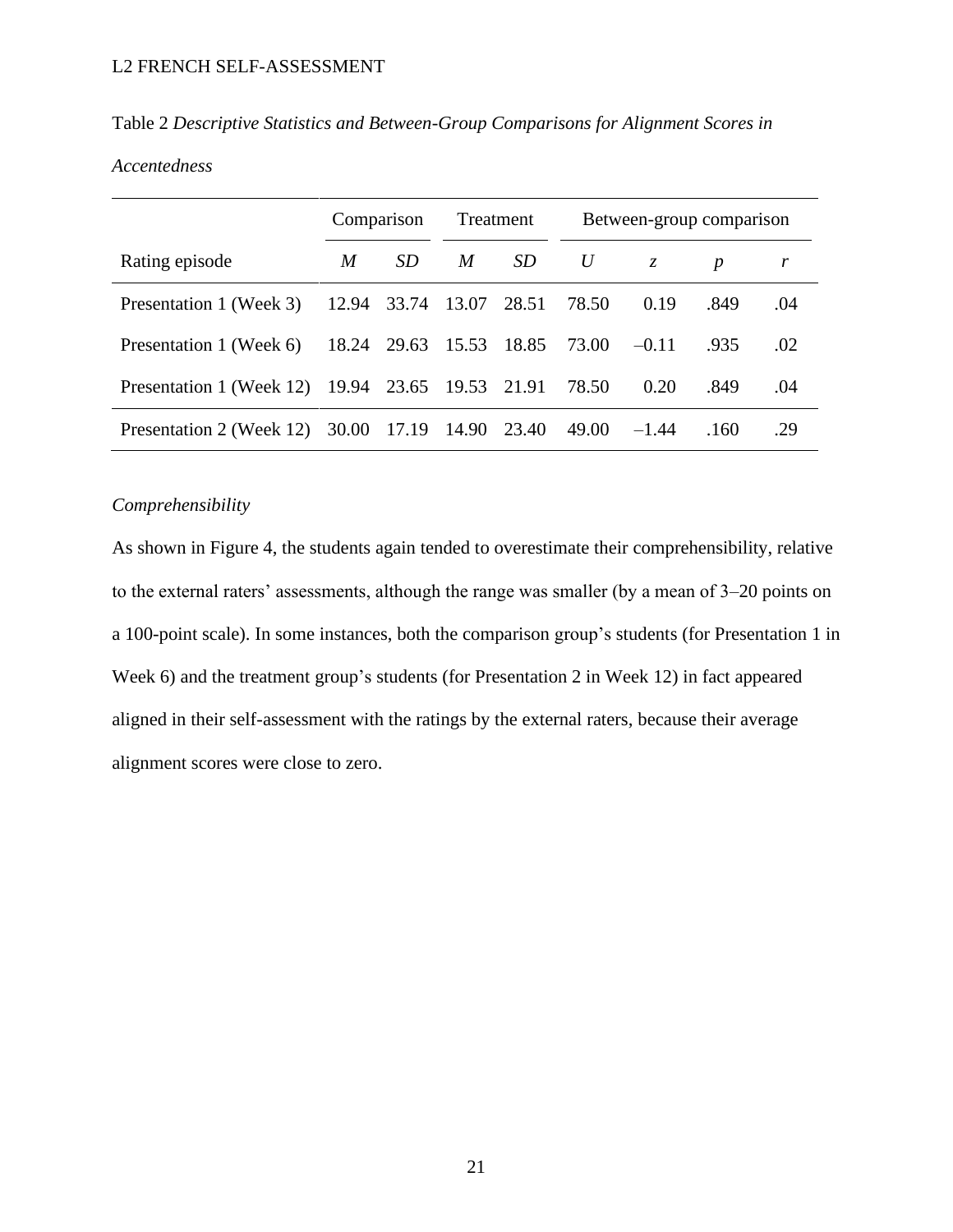Table 2 *Descriptive Statistics and Between-Group Comparisons for Alignment Scores in Accentedness*

| | Comparison | | Treatment | | Between-group comparison | | | |
|---|---|---|---|---|---|---|---|---|
| Rating episode | *M* | *SD* | *M* | *SD* | *U* | *z* | *p* | *r* |
| Presentation 1 (Week 3) | 12.94 | 33.74 | 13.07 | 28.51 | 78.50 | 0.19 | .849 | .04 |
| Presentation 1 (Week 6) | 18.24 | 29.63 | 15.53 | 18.85 | 73.00 | –0.11 | .935 | .02 |
| Presentation 1 (Week 12) | 19.94 | 23.65 | 19.53 | 21.91 | 78.50 | 0.20 | .849 | .04 |
| Presentation 2 (Week 12) | 30.00 | 17.19 | 14.90 | 23.40 | 49.00 | –1.44 | .160 | .29 |

*Comprehensibility*

As shown in Figure 4, the students again tended to overestimate their comprehensibility, relative to the external raters' assessments, although the range was smaller (by a mean of 3–20 points on a 100-point scale). In some instances, both the comparison group's students (for Presentation 1 in Week 6) and the treatment group's students (for Presentation 2 in Week 12) in fact appeared aligned in their self-assessment with the ratings by the external raters, because their average alignment scores were close to zero.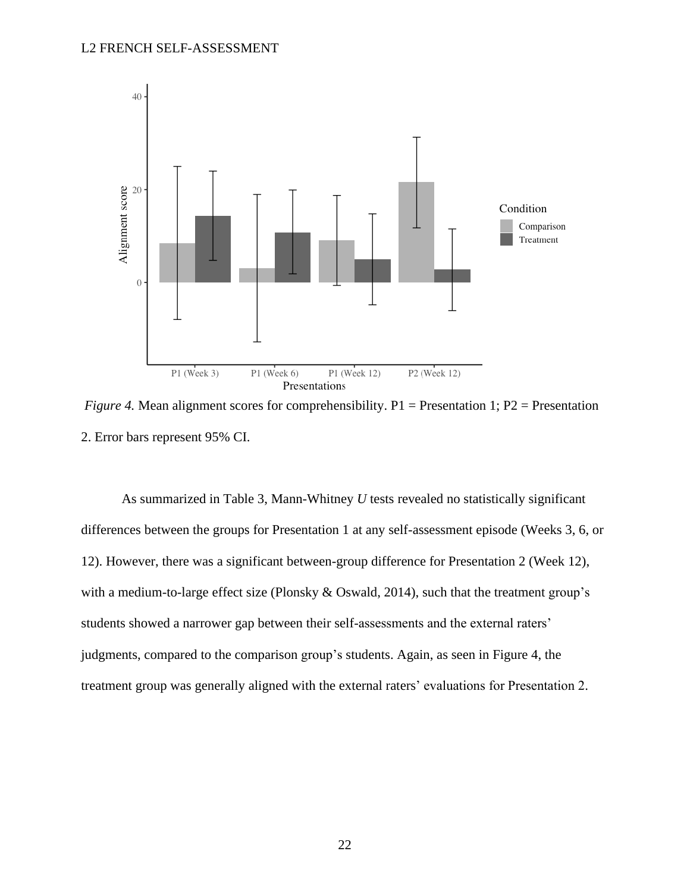*Figure 4.* Mean alignment scores for comprehensibility. P1 = Presentation 1; P2 = Presentation 2. Error bars represent 95% CI.

As summarized in Table 3, Mann-Whitney *U* tests revealed no statistically significant differences between the groups for Presentation 1 at any self-assessment episode (Weeks 3, 6, or 12). However, there was a significant between-group difference for Presentation 2 (Week 12), with a medium-to-large effect size (Plonsky & Oswald, 2014), such that the treatment group's students showed a narrower gap between their self-assessments and the external raters' judgments, compared to the comparison group's students. Again, as seen in Figure 4, the treatment group was generally aligned with the external raters' evaluations for Presentation 2.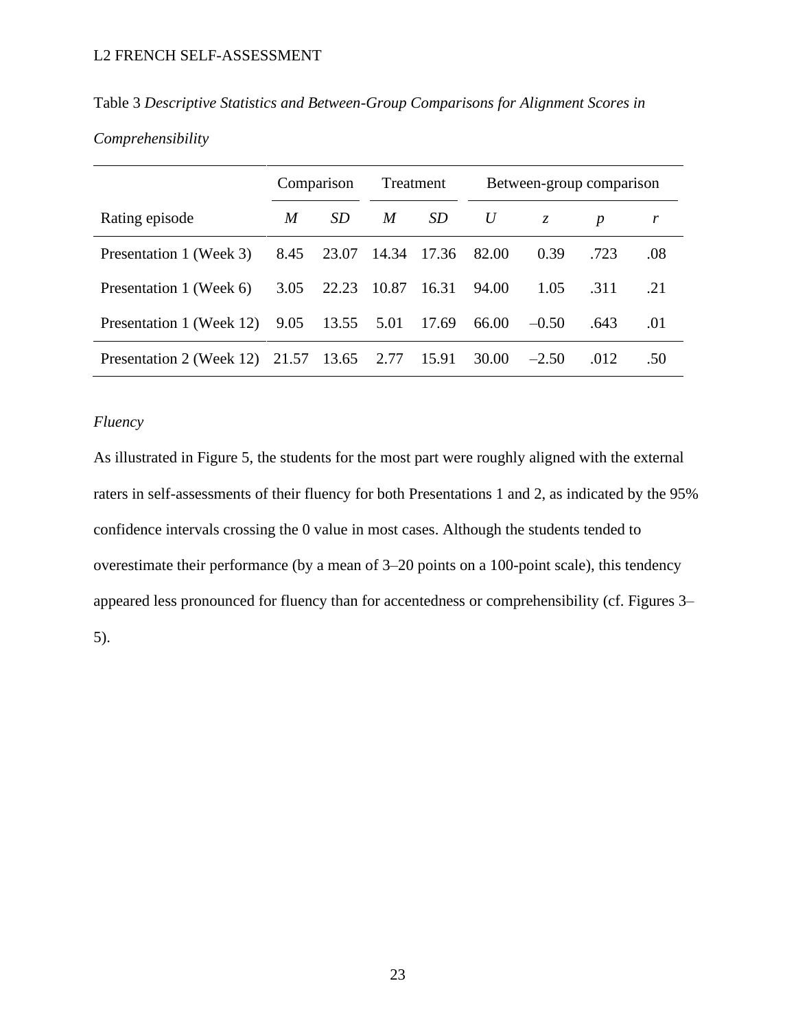Table 3 *Descriptive Statistics and Between-Group Comparisons for Alignment Scores in Comprehensibility*

| | Comparison | | Treatment | | Between-group comparison | | | |
|---|---|---|---|---|---|---|---|---|
| Rating episode | *M* | *SD* | *M* | *SD* | *U* | *z* | *p* | *r* |
| Presentation 1 (Week 3) | 8.45 | 23.07 | 14.34 | 17.36 | 82.00 | 0.39 | .723 | .08 |
| Presentation 1 (Week 6) | 3.05 | 22.23 | 10.87 | 16.31 | 94.00 | 1.05 | .311 | .21 |
| Presentation 1 (Week 12) | 9.05 | 13.55 | 5.01 | 17.69 | 66.00 | –0.50 | .643 | .01 |
| Presentation 2 (Week 12) | 21.57 | 13.65 | 2.77 | 15.91 | 30.00 | –2.50 | .012 | .50 |

*Fluency*

As illustrated in Figure 5, the students for the most part were roughly aligned with the external raters in self-assessments of their fluency for both Presentations 1 and 2, as indicated by the 95% confidence intervals crossing the 0 value in most cases. Although the students tended to overestimate their performance (by a mean of 3–20 points on a 100-point scale), this tendency appeared less pronounced for fluency than for accentedness or comprehensibility (cf. Figures 3–5).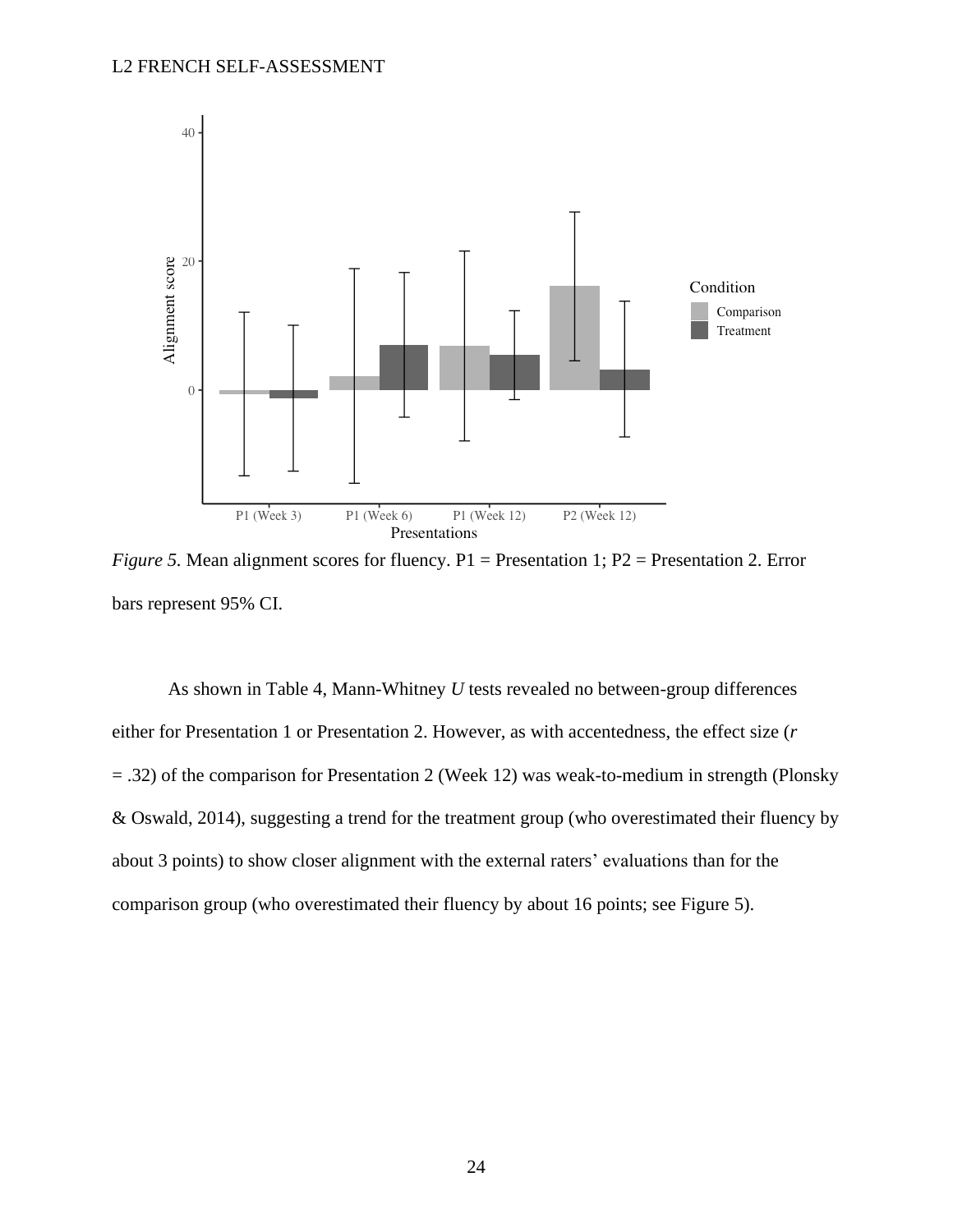*Figure 5.* Mean alignment scores for fluency. P1 = Presentation 1; P2 = Presentation 2. Error bars represent 95% CI.

As shown in Table 4, Mann-Whitney *U* tests revealed no between-group differences either for Presentation 1 or Presentation 2. However, as with accentedness, the effect size ($r = .32$) of the comparison for Presentation 2 (Week 12) was weak-to-medium in strength (Plonsky & Oswald, 2014), suggesting a trend for the treatment group (who overestimated their fluency by about 3 points) to show closer alignment with the external raters' evaluations than for the comparison group (who overestimated their fluency by about 16 points; see Figure 5).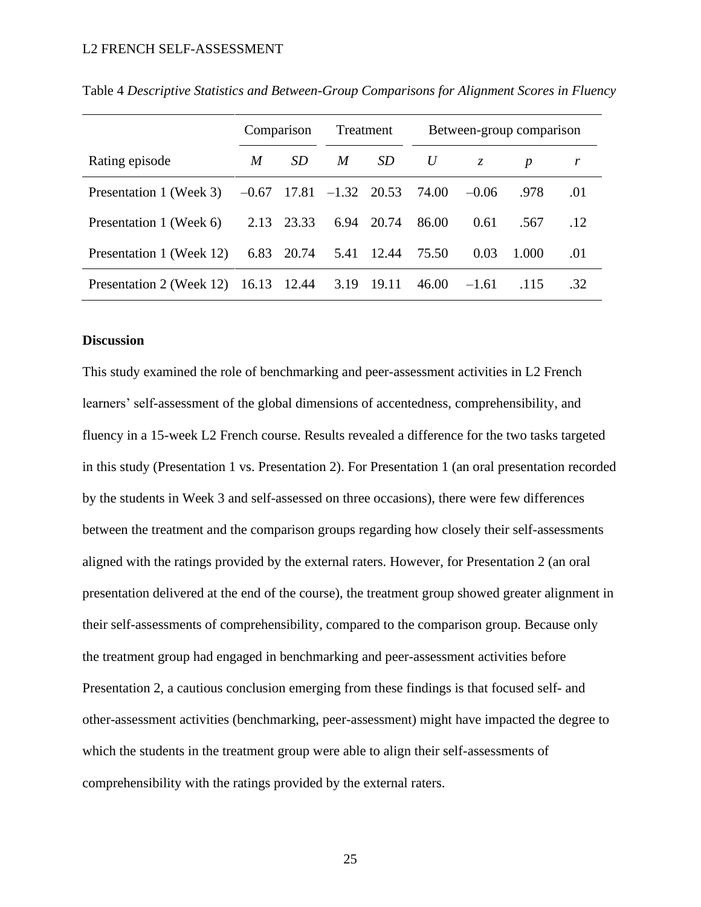Table 4 *Descriptive Statistics and Between-Group Comparisons for Alignment Scores in Fluency*

| | Comparison | | Treatment | | Between-group comparison | | | |
|---|---|---|---|---|---|---|---|---|
| Rating episode | *M* | *SD* | *M* | *SD* | *U* | *z* | *p* | *r* |
| Presentation 1 (Week 3) | –0.67 | 17.81 | –1.32 | 20.53 | 74.00 | –0.06 | .978 | .01 |
| Presentation 1 (Week 6) | 2.13 | 23.33 | 6.94 | 20.74 | 86.00 | 0.61 | .567 | .12 |
| Presentation 1 (Week 12) | 6.83 | 20.74 | 5.41 | 12.44 | 75.50 | 0.03 | 1.000 | .01 |
| Presentation 2 (Week 12) | 16.13 | 12.44 | 3.19 | 19.11 | 46.00 | –1.61 | .115 | .32 |

**Discussion**

This study examined the role of benchmarking and peer-assessment activities in L2 French learners' self-assessment of the global dimensions of accentedness, comprehensibility, and fluency in a 15-week L2 French course. Results revealed a difference for the two tasks targeted in this study (Presentation 1 vs. Presentation 2). For Presentation 1 (an oral presentation recorded by the students in Week 3 and self-assessed on three occasions), there were few differences between the treatment and the comparison groups regarding how closely their self-assessments aligned with the ratings provided by the external raters. However, for Presentation 2 (an oral presentation delivered at the end of the course), the treatment group showed greater alignment in their self-assessments of comprehensibility, compared to the comparison group. Because only the treatment group had engaged in benchmarking and peer-assessment activities before Presentation 2, a cautious conclusion emerging from these findings is that focused self- and other-assessment activities (benchmarking, peer-assessment) might have impacted the degree to which the students in the treatment group were able to align their self-assessments of comprehensibility with the ratings provided by the external raters.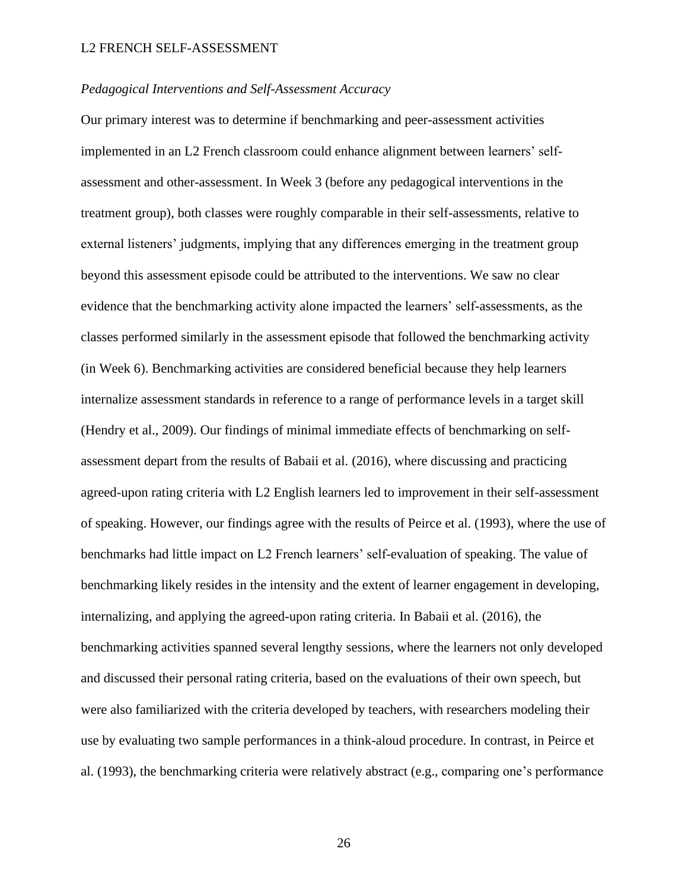### *Pedagogical Interventions and Self-Assessment Accuracy*

Our primary interest was to determine if benchmarking and peer-assessment activities implemented in an L2 French classroom could enhance alignment between learners' self-assessment and other-assessment. In Week 3 (before any pedagogical interventions in the treatment group), both classes were roughly comparable in their self-assessments, relative to external listeners' judgments, implying that any differences emerging in the treatment group beyond this assessment episode could be attributed to the interventions. We saw no clear evidence that the benchmarking activity alone impacted the learners' self-assessments, as the classes performed similarly in the assessment episode that followed the benchmarking activity (in Week 6). Benchmarking activities are considered beneficial because they help learners internalize assessment standards in reference to a range of performance levels in a target skill (Hendry et al., 2009). Our findings of minimal immediate effects of benchmarking on self-assessment depart from the results of Babaii et al. (2016), where discussing and practicing agreed-upon rating criteria with L2 English learners led to improvement in their self-assessment of speaking. However, our findings agree with the results of Peirce et al. (1993), where the use of benchmarks had little impact on L2 French learners' self-evaluation of speaking. The value of benchmarking likely resides in the intensity and the extent of learner engagement in developing, internalizing, and applying the agreed-upon rating criteria. In Babaii et al. (2016), the benchmarking activities spanned several lengthy sessions, where the learners not only developed and discussed their personal rating criteria, based on the evaluations of their own speech, but were also familiarized with the criteria developed by teachers, with researchers modeling their use by evaluating two sample performances in a think-aloud procedure. In contrast, in Peirce et al. (1993), the benchmarking criteria were relatively abstract (e.g., comparing one's performance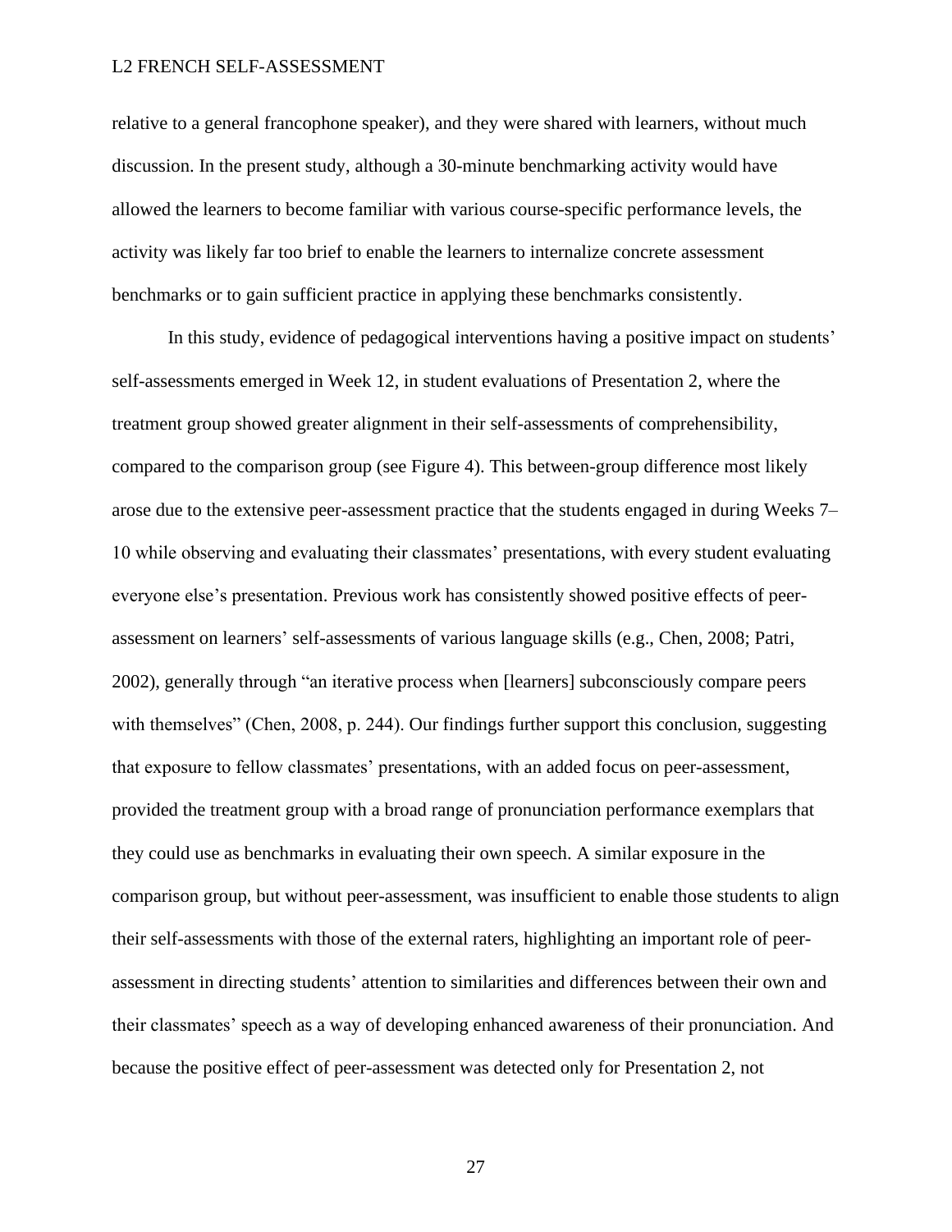relative to a general francophone speaker), and they were shared with learners, without much discussion. In the present study, although a 30-minute benchmarking activity would have allowed the learners to become familiar with various course-specific performance levels, the activity was likely far too brief to enable the learners to internalize concrete assessment benchmarks or to gain sufficient practice in applying these benchmarks consistently.

In this study, evidence of pedagogical interventions having a positive impact on students' self-assessments emerged in Week 12, in student evaluations of Presentation 2, where the treatment group showed greater alignment in their self-assessments of comprehensibility, compared to the comparison group (see Figure 4). This between-group difference most likely arose due to the extensive peer-assessment practice that the students engaged in during Weeks 7–10 while observing and evaluating their classmates' presentations, with every student evaluating everyone else's presentation. Previous work has consistently showed positive effects of peer-assessment on learners' self-assessments of various language skills (e.g., Chen, 2008; Patri, 2002), generally through "an iterative process when [learners] subconsciously compare peers with themselves" (Chen, 2008, p. 244). Our findings further support this conclusion, suggesting that exposure to fellow classmates' presentations, with an added focus on peer-assessment, provided the treatment group with a broad range of pronunciation performance exemplars that they could use as benchmarks in evaluating their own speech. A similar exposure in the comparison group, but without peer-assessment, was insufficient to enable those students to align their self-assessments with those of the external raters, highlighting an important role of peer-assessment in directing students' attention to similarities and differences between their own and their classmates' speech as a way of developing enhanced awareness of their pronunciation. And because the positive effect of peer-assessment was detected only for Presentation 2, not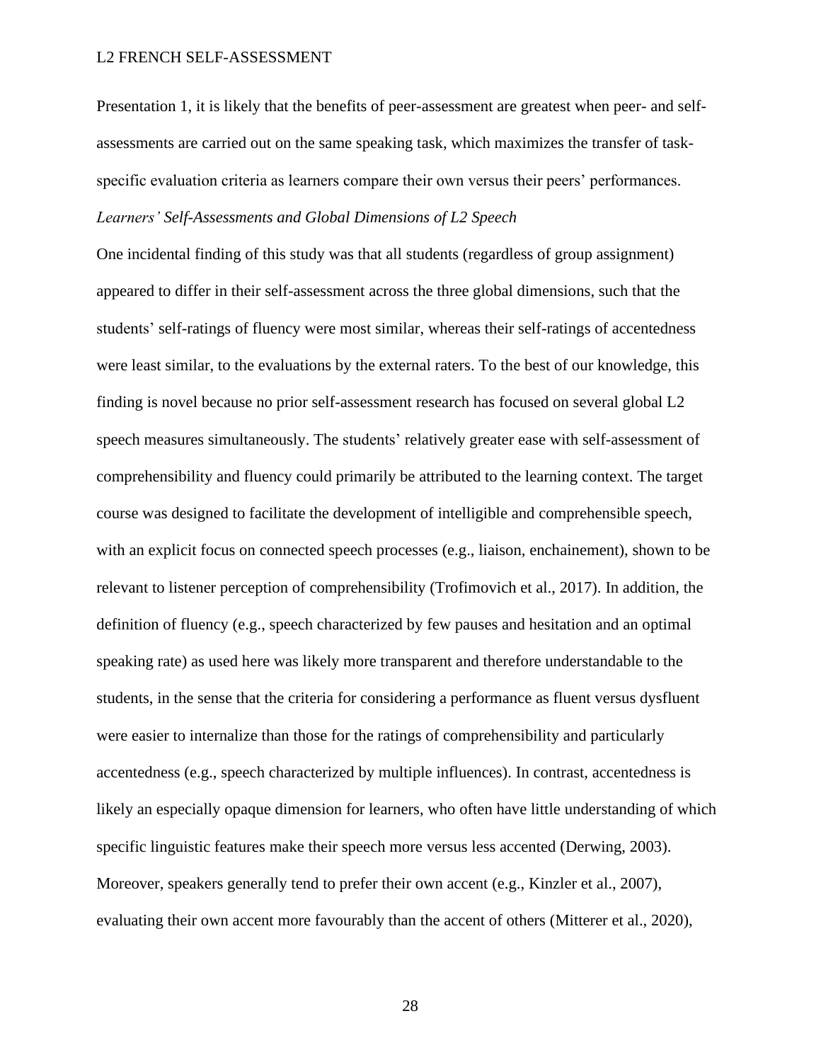Presentation 1, it is likely that the benefits of peer-assessment are greatest when peer- and self-assessments are carried out on the same speaking task, which maximizes the transfer of task-specific evaluation criteria as learners compare their own versus their peers' performances.

### *Learners' Self-Assessments and Global Dimensions of L2 Speech*

One incidental finding of this study was that all students (regardless of group assignment) appeared to differ in their self-assessment across the three global dimensions, such that the students' self-ratings of fluency were most similar, whereas their self-ratings of accentedness were least similar, to the evaluations by the external raters. To the best of our knowledge, this finding is novel because no prior self-assessment research has focused on several global L2 speech measures simultaneously. The students' relatively greater ease with self-assessment of comprehensibility and fluency could primarily be attributed to the learning context. The target course was designed to facilitate the development of intelligible and comprehensible speech, with an explicit focus on connected speech processes (e.g., liaison, enchainement), shown to be relevant to listener perception of comprehensibility (Trofimovich et al., 2017). In addition, the definition of fluency (e.g., speech characterized by few pauses and hesitation and an optimal speaking rate) as used here was likely more transparent and therefore understandable to the students, in the sense that the criteria for considering a performance as fluent versus dysfluent were easier to internalize than those for the ratings of comprehensibility and particularly accentedness (e.g., speech characterized by multiple influences). In contrast, accentedness is likely an especially opaque dimension for learners, who often have little understanding of which specific linguistic features make their speech more versus less accented (Derwing, 2003). Moreover, speakers generally tend to prefer their own accent (e.g., Kinzler et al., 2007), evaluating their own accent more favourably than the accent of others (Mitterer et al., 2020),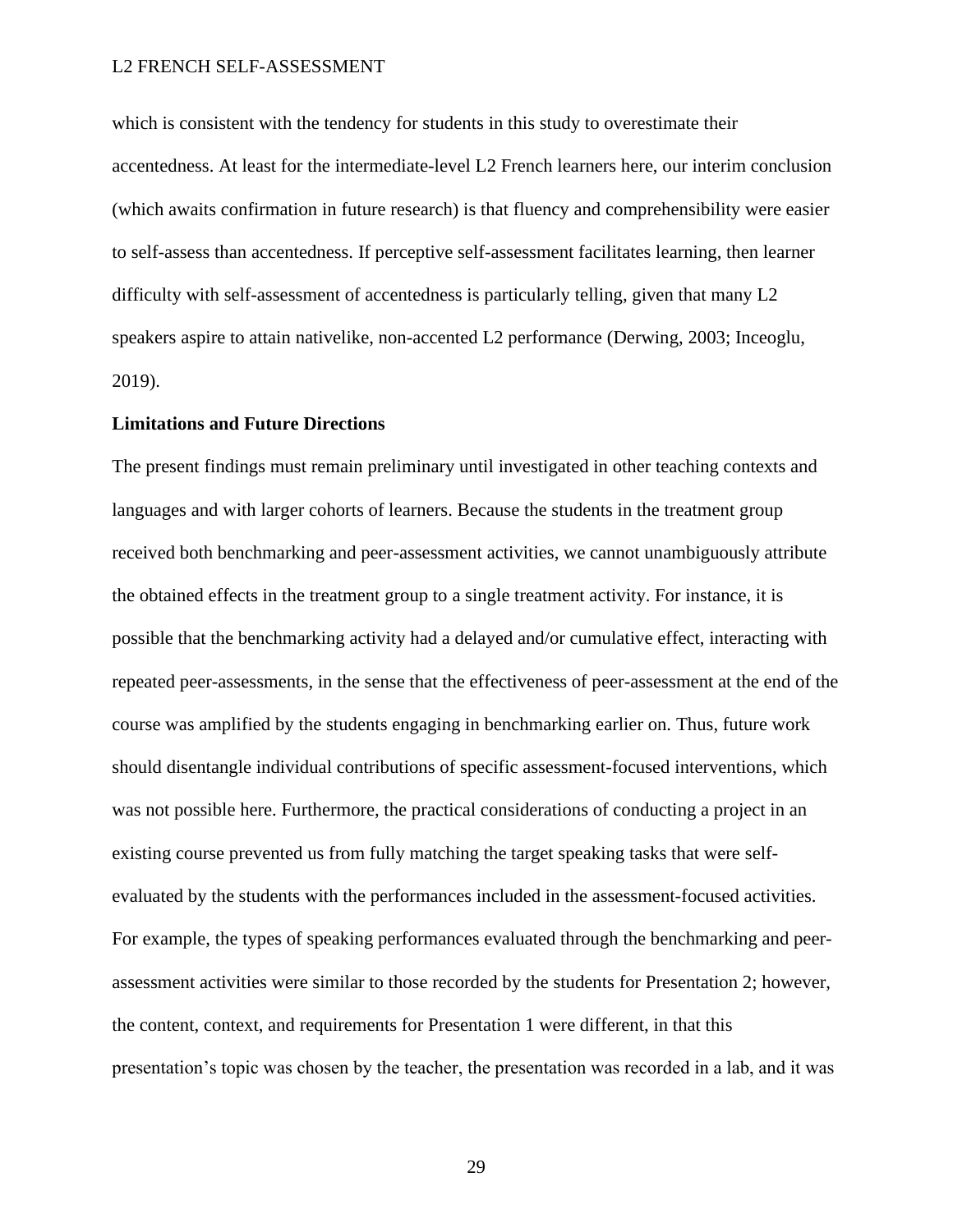which is consistent with the tendency for students in this study to overestimate their accentedness. At least for the intermediate-level L2 French learners here, our interim conclusion (which awaits confirmation in future research) is that fluency and comprehensibility were easier to self-assess than accentedness. If perceptive self-assessment facilitates learning, then learner difficulty with self-assessment of accentedness is particularly telling, given that many L2 speakers aspire to attain nativelike, non-accented L2 performance (Derwing, 2003; Inceoglu, 2019).

## Limitations and Future Directions

The present findings must remain preliminary until investigated in other teaching contexts and languages and with larger cohorts of learners. Because the students in the treatment group received both benchmarking and peer-assessment activities, we cannot unambiguously attribute the obtained effects in the treatment group to a single treatment activity. For instance, it is possible that the benchmarking activity had a delayed and/or cumulative effect, interacting with repeated peer-assessments, in the sense that the effectiveness of peer-assessment at the end of the course was amplified by the students engaging in benchmarking earlier on. Thus, future work should disentangle individual contributions of specific assessment-focused interventions, which was not possible here. Furthermore, the practical considerations of conducting a project in an existing course prevented us from fully matching the target speaking tasks that were self-evaluated by the students with the performances included in the assessment-focused activities. For example, the types of speaking performances evaluated through the benchmarking and peer-assessment activities were similar to those recorded by the students for Presentation 2; however, the content, context, and requirements for Presentation 1 were different, in that this presentation's topic was chosen by the teacher, the presentation was recorded in a lab, and it was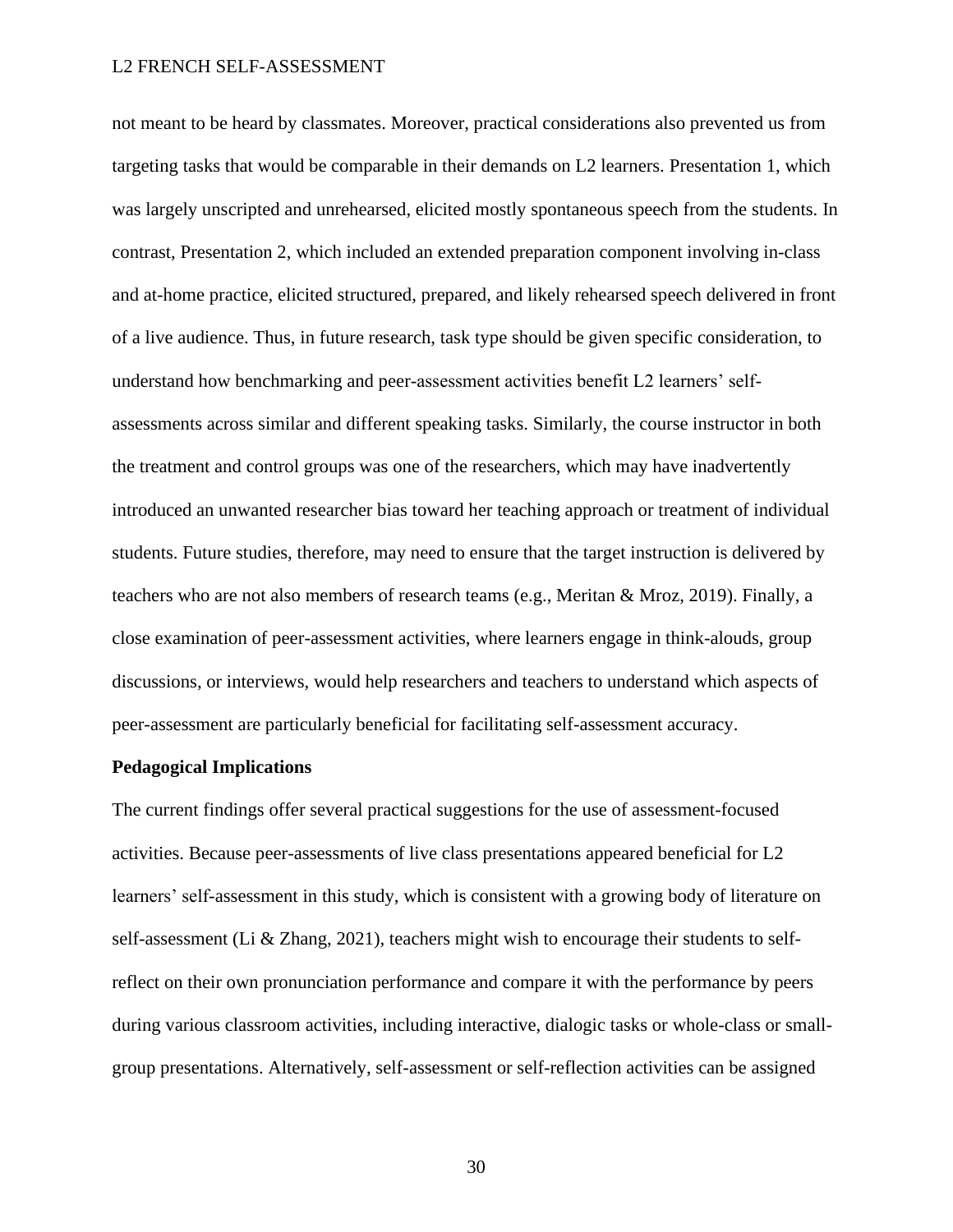not meant to be heard by classmates. Moreover, practical considerations also prevented us from targeting tasks that would be comparable in their demands on L2 learners. Presentation 1, which was largely unscripted and unrehearsed, elicited mostly spontaneous speech from the students. In contrast, Presentation 2, which included an extended preparation component involving in-class and at-home practice, elicited structured, prepared, and likely rehearsed speech delivered in front of a live audience. Thus, in future research, task type should be given specific consideration, to understand how benchmarking and peer-assessment activities benefit L2 learners' self-assessments across similar and different speaking tasks. Similarly, the course instructor in both the treatment and control groups was one of the researchers, which may have inadvertently introduced an unwanted researcher bias toward her teaching approach or treatment of individual students. Future studies, therefore, may need to ensure that the target instruction is delivered by teachers who are not also members of research teams (e.g., Meritan & Mroz, 2019). Finally, a close examination of peer-assessment activities, where learners engage in think-alouds, group discussions, or interviews, would help researchers and teachers to understand which aspects of peer-assessment are particularly beneficial for facilitating self-assessment accuracy.

**Pedagogical Implications**

The current findings offer several practical suggestions for the use of assessment-focused activities. Because peer-assessments of live class presentations appeared beneficial for L2 learners' self-assessment in this study, which is consistent with a growing body of literature on self-assessment (Li & Zhang, 2021), teachers might wish to encourage their students to self-reflect on their own pronunciation performance and compare it with the performance by peers during various classroom activities, including interactive, dialogic tasks or whole-class or small-group presentations. Alternatively, self-assessment or self-reflection activities can be assigned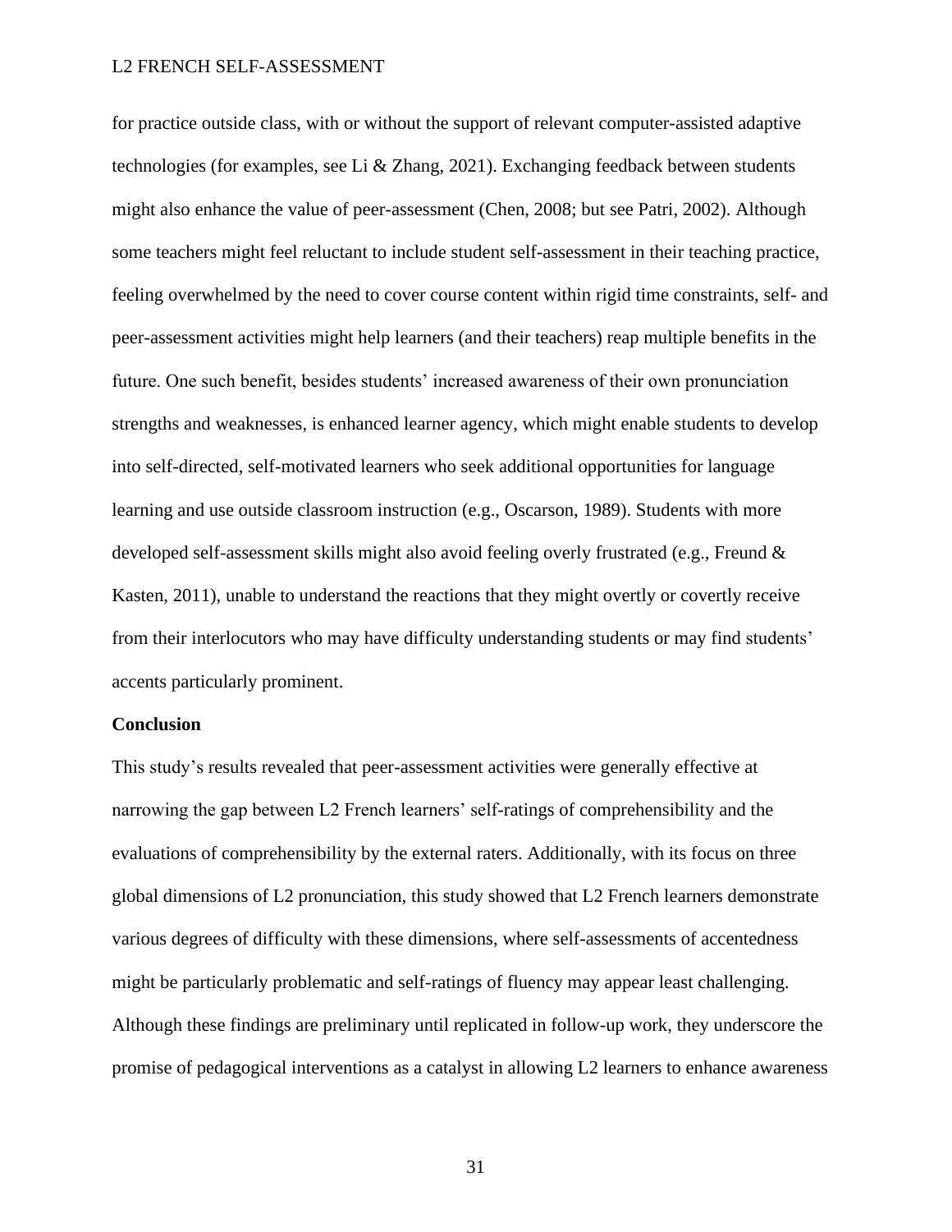for practice outside class, with or without the support of relevant computer-assisted adaptive technologies (for examples, see Li & Zhang, 2021). Exchanging feedback between students might also enhance the value of peer-assessment (Chen, 2008; but see Patri, 2002). Although some teachers might feel reluctant to include student self-assessment in their teaching practice, feeling overwhelmed by the need to cover course content within rigid time constraints, self- and peer-assessment activities might help learners (and their teachers) reap multiple benefits in the future. One such benefit, besides students' increased awareness of their own pronunciation strengths and weaknesses, is enhanced learner agency, which might enable students to develop into self-directed, self-motivated learners who seek additional opportunities for language learning and use outside classroom instruction (e.g., Oscarson, 1989). Students with more developed self-assessment skills might also avoid feeling overly frustrated (e.g., Freund & Kasten, 2011), unable to understand the reactions that they might overtly or covertly receive from their interlocutors who may have difficulty understanding students or may find students' accents particularly prominent.

**Conclusion**

This study's results revealed that peer-assessment activities were generally effective at narrowing the gap between L2 French learners' self-ratings of comprehensibility and the evaluations of comprehensibility by the external raters. Additionally, with its focus on three global dimensions of L2 pronunciation, this study showed that L2 French learners demonstrate various degrees of difficulty with these dimensions, where self-assessments of accentedness might be particularly problematic and self-ratings of fluency may appear least challenging. Although these findings are preliminary until replicated in follow-up work, they underscore the promise of pedagogical interventions as a catalyst in allowing L2 learners to enhance awareness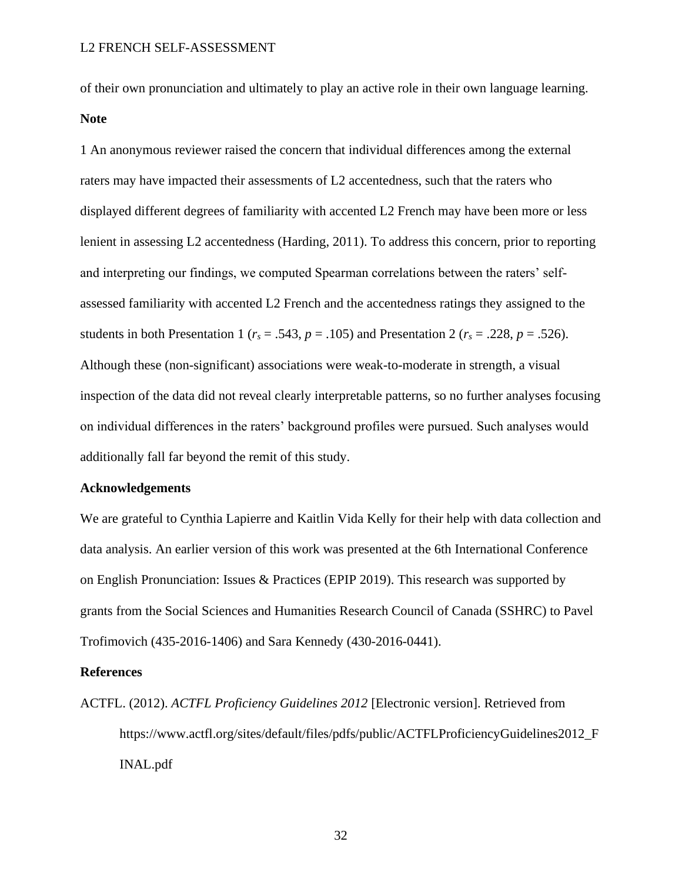of their own pronunciation and ultimately to play an active role in their own language learning.

**Note**

1 An anonymous reviewer raised the concern that individual differences among the external raters may have impacted their assessments of L2 accentedness, such that the raters who displayed different degrees of familiarity with accented L2 French may have been more or less lenient in assessing L2 accentedness (Harding, 2011). To address this concern, prior to reporting and interpreting our findings, we computed Spearman correlations between the raters' self-assessed familiarity with accented L2 French and the accentedness ratings they assigned to the students in both Presentation 1 ($r_s = .543$, $p = .105$) and Presentation 2 ($r_s = .228$, $p = .526$). Although these (non-significant) associations were weak-to-moderate in strength, a visual inspection of the data did not reveal clearly interpretable patterns, so no further analyses focusing on individual differences in the raters' background profiles were pursued. Such analyses would additionally fall far beyond the remit of this study.

**Acknowledgements**

We are grateful to Cynthia Lapierre and Kaitlin Vida Kelly for their help with data collection and data analysis. An earlier version of this work was presented at the 6th International Conference on English Pronunciation: Issues & Practices (EPIP 2019). This research was supported by grants from the Social Sciences and Humanities Research Council of Canada (SSHRC) to Pavel Trofimovich (435-2016-1406) and Sara Kennedy (430-2016-0441).

**References**

ACTFL. (2012). *ACTFL Proficiency Guidelines 2012* [Electronic version]. Retrieved from https://www.actfl.org/sites/default/files/pdfs/public/ACTFLProficiencyGuidelines2012_FINAL.pdf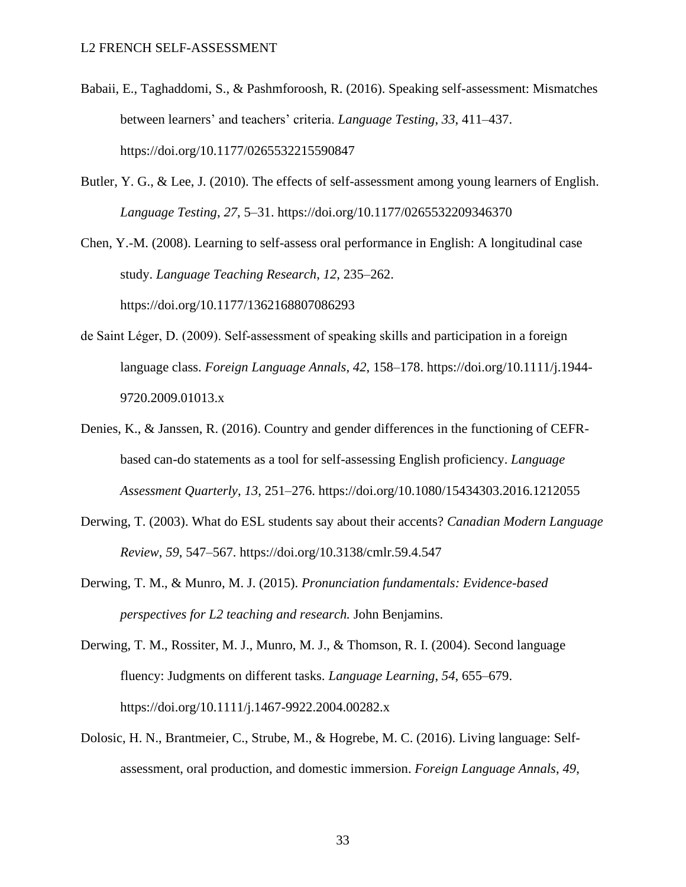Babaii, E., Taghaddomi, S., & Pashmforoosh, R. (2016). Speaking self-assessment: Mismatches between learners' and teachers' criteria. *Language Testing*, *33*, 411–437. https://doi.org/10.1177/0265532215590847

Butler, Y. G., & Lee, J. (2010). The effects of self-assessment among young learners of English. *Language Testing*, *27*, 5–31. https://doi.org/10.1177/0265532209346370

Chen, Y.-M. (2008). Learning to self-assess oral performance in English: A longitudinal case study. *Language Teaching Research*, *12*, 235–262. https://doi.org/10.1177/1362168807086293

de Saint Léger, D. (2009). Self-assessment of speaking skills and participation in a foreign language class. *Foreign Language Annals*, *42*, 158–178. https://doi.org/10.1111/j.1944-9720.2009.01013.x

Denies, K., & Janssen, R. (2016). Country and gender differences in the functioning of CEFR-based can-do statements as a tool for self-assessing English proficiency. *Language Assessment Quarterly*, *13*, 251–276. https://doi.org/10.1080/15434303.2016.1212055

Derwing, T. (2003). What do ESL students say about their accents? *Canadian Modern Language Review*, *59*, 547–567. https://doi.org/10.3138/cmlr.59.4.547

Derwing, T. M., & Munro, M. J. (2015). *Pronunciation fundamentals: Evidence-based perspectives for L2 teaching and research.* John Benjamins.

Derwing, T. M., Rossiter, M. J., Munro, M. J., & Thomson, R. I. (2004). Second language fluency: Judgments on different tasks. *Language Learning*, *54*, 655–679. https://doi.org/10.1111/j.1467-9922.2004.00282.x

Dolosic, H. N., Brantmeier, C., Strube, M., & Hogrebe, M. C. (2016). Living language: Self-assessment, oral production, and domestic immersion. *Foreign Language Annals*, *49*,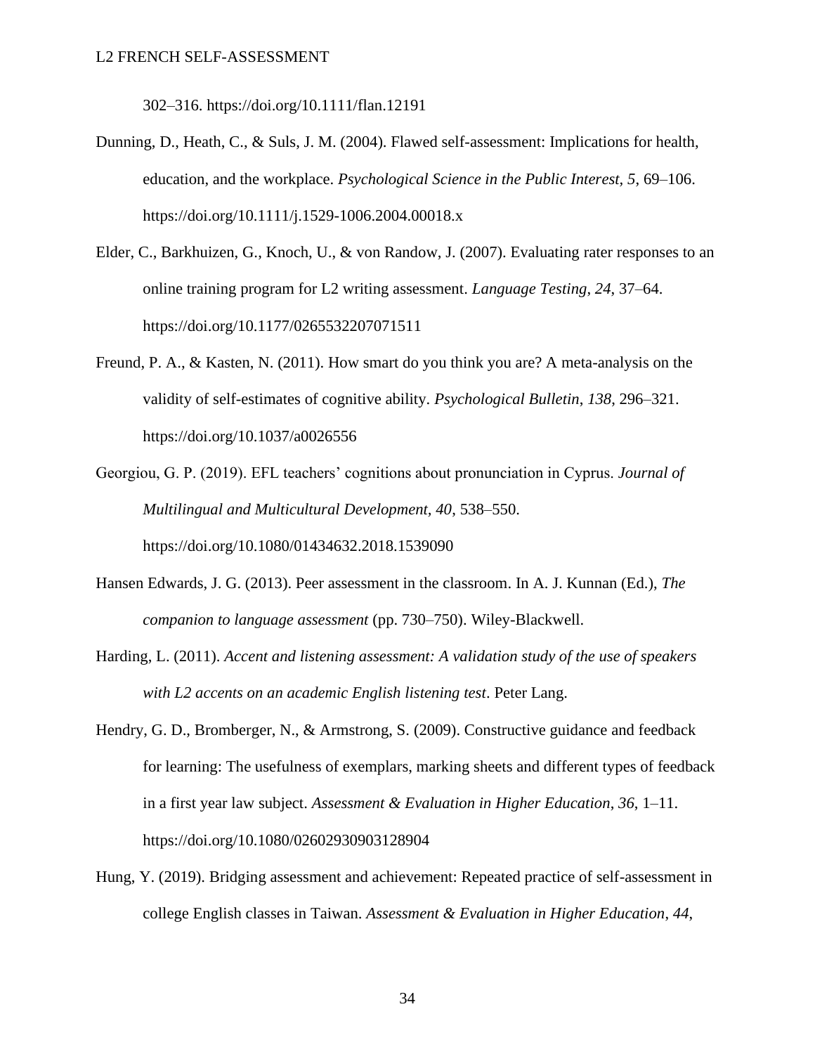302–316. https://doi.org/10.1111/flan.12191

Dunning, D., Heath, C., & Suls, J. M. (2004). Flawed self-assessment: Implications for health, education, and the workplace. *Psychological Science in the Public Interest*, *5*, 69–106. https://doi.org/10.1111/j.1529-1006.2004.00018.x

Elder, C., Barkhuizen, G., Knoch, U., & von Randow, J. (2007). Evaluating rater responses to an online training program for L2 writing assessment. *Language Testing, 24*, 37–64. https://doi.org/10.1177/0265532207071511

Freund, P. A., & Kasten, N. (2011). How smart do you think you are? A meta-analysis on the validity of self-estimates of cognitive ability. *Psychological Bulletin*, *138*, 296–321. https://doi.org/10.1037/a0026556

Georgiou, G. P. (2019). EFL teachers' cognitions about pronunciation in Cyprus. *Journal of Multilingual and Multicultural Development, 40*, 538–550. https://doi.org/10.1080/01434632.2018.1539090

Hansen Edwards, J. G. (2013). Peer assessment in the classroom. In A. J. Kunnan (Ed.), *The companion to language assessment* (pp. 730–750). Wiley-Blackwell.

Harding, L. (2011). *Accent and listening assessment: A validation study of the use of speakers with L2 accents on an academic English listening test*. Peter Lang.

Hendry, G. D., Bromberger, N., & Armstrong, S. (2009). Constructive guidance and feedback for learning: The usefulness of exemplars, marking sheets and different types of feedback in a first year law subject. *Assessment & Evaluation in Higher Education*, *36*, 1–11. https://doi.org/10.1080/02602930903128904

Hung, Y. (2019). Bridging assessment and achievement: Repeated practice of self-assessment in college English classes in Taiwan. *Assessment & Evaluation in Higher Education*, *44*,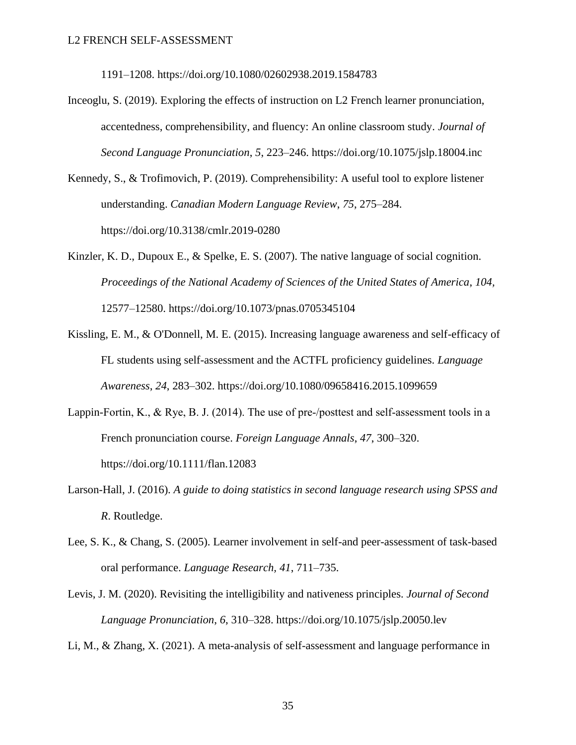1191–1208. https://doi.org/10.1080/02602938.2019.1584783

Inceoglu, S. (2019). Exploring the effects of instruction on L2 French learner pronunciation, accentedness, comprehensibility, and fluency: An online classroom study. *Journal of Second Language Pronunciation*, *5*, 223–246. https://doi.org/10.1075/jslp.18004.inc

Kennedy, S., & Trofimovich, P. (2019). Comprehensibility: A useful tool to explore listener understanding. *Canadian Modern Language Review*, *75*, 275–284. https://doi.org/10.3138/cmlr.2019-0280

Kinzler, K. D., Dupoux E., & Spelke, E. S. (2007). The native language of social cognition. *Proceedings of the National Academy of Sciences of the United States of America*, *104*, 12577–12580. https://doi.org/10.1073/pnas.0705345104

Kissling, E. M., & O'Donnell, M. E. (2015). Increasing language awareness and self-efficacy of FL students using self-assessment and the ACTFL proficiency guidelines. *Language Awareness*, *24*, 283–302. https://doi.org/10.1080/09658416.2015.1099659

Lappin-Fortin, K., & Rye, B. J. (2014). The use of pre-/posttest and self-assessment tools in a French pronunciation course. *Foreign Language Annals*, *47*, 300–320. https://doi.org/10.1111/flan.12083

Larson-Hall, J. (2016). *A guide to doing statistics in second language research using SPSS and R*. Routledge.

Lee, S. K., & Chang, S. (2005). Learner involvement in self-and peer-assessment of task-based oral performance. *Language Research*, *41*, 711–735.

Levis, J. M. (2020). Revisiting the intelligibility and nativeness principles. *Journal of Second Language Pronunciation*, *6*, 310–328. https://doi.org/10.1075/jslp.20050.lev

Li, M., & Zhang, X. (2021). A meta-analysis of self-assessment and language performance in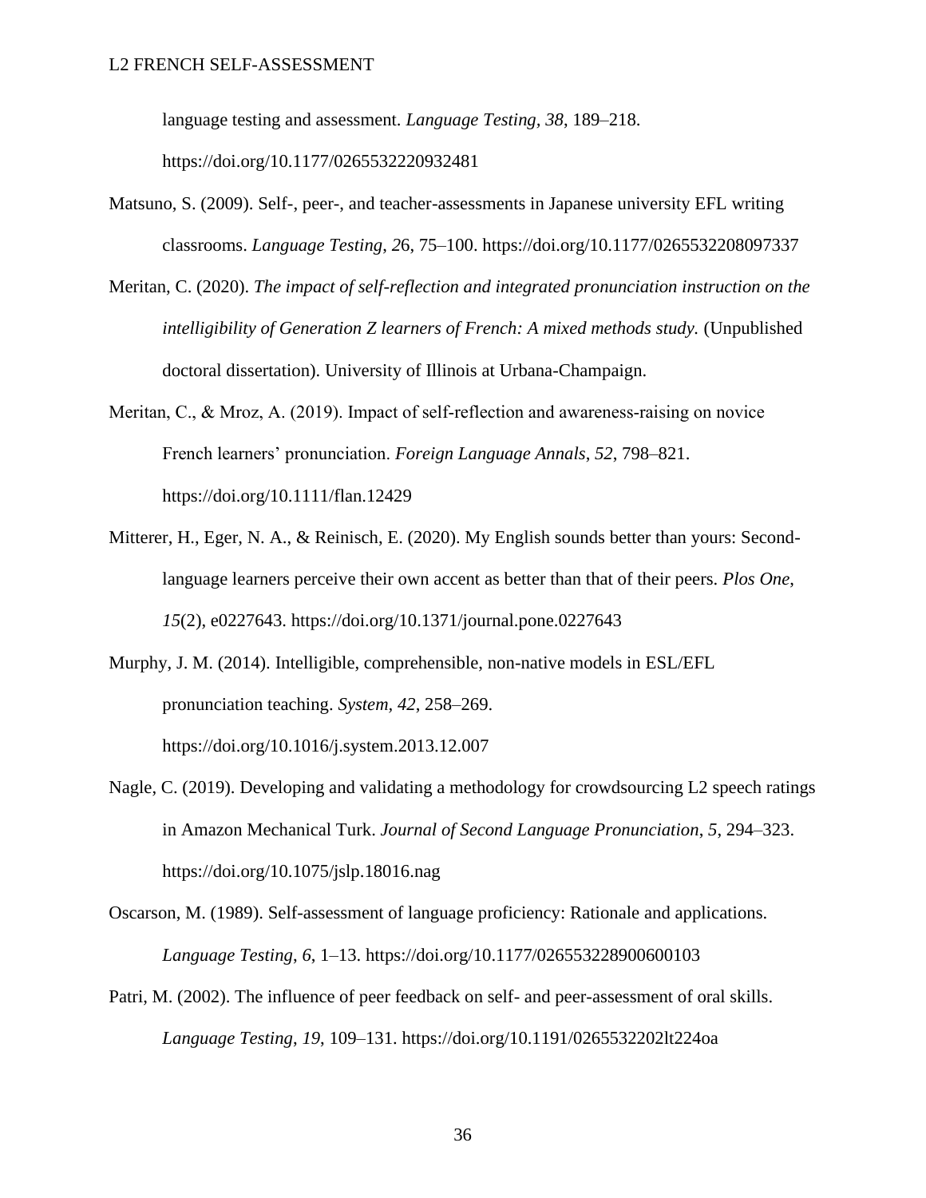language testing and assessment. *Language Testing*, *38*, 189–218. https://doi.org/10.1177/0265532220932481

Matsuno, S. (2009). Self-, peer-, and teacher-assessments in Japanese university EFL writing classrooms. *Language Testing*, *2*6, 75–100. https://doi.org/10.1177/0265532208097337

Meritan, C. (2020). *The impact of self-reflection and integrated pronunciation instruction on the intelligibility of Generation Z learners of French: A mixed methods study.* (Unpublished doctoral dissertation). University of Illinois at Urbana-Champaign.

Meritan, C., & Mroz, A. (2019). Impact of self-reflection and awareness-raising on novice French learners' pronunciation. *Foreign Language Annals*, *52*, 798–821. https://doi.org/10.1111/flan.12429

Mitterer, H., Eger, N. A., & Reinisch, E. (2020). My English sounds better than yours: Second-language learners perceive their own accent as better than that of their peers. *Plos One*, *15*(2), e0227643. https://doi.org/10.1371/journal.pone.0227643

Murphy, J. M. (2014). Intelligible, comprehensible, non-native models in ESL/EFL pronunciation teaching. *System*, *42*, 258–269. https://doi.org/10.1016/j.system.2013.12.007

Nagle, C. (2019). Developing and validating a methodology for crowdsourcing L2 speech ratings in Amazon Mechanical Turk. *Journal of Second Language Pronunciation*, *5*, 294–323. https://doi.org/10.1075/jslp.18016.nag

Oscarson, M. (1989). Self-assessment of language proficiency: Rationale and applications. *Language Testing*, *6*, 1–13. https://doi.org/10.1177/026553228900600103

Patri, M. (2002). The influence of peer feedback on self- and peer-assessment of oral skills. *Language Testing*, *19*, 109–131. https://doi.org/10.1191/0265532202lt224oa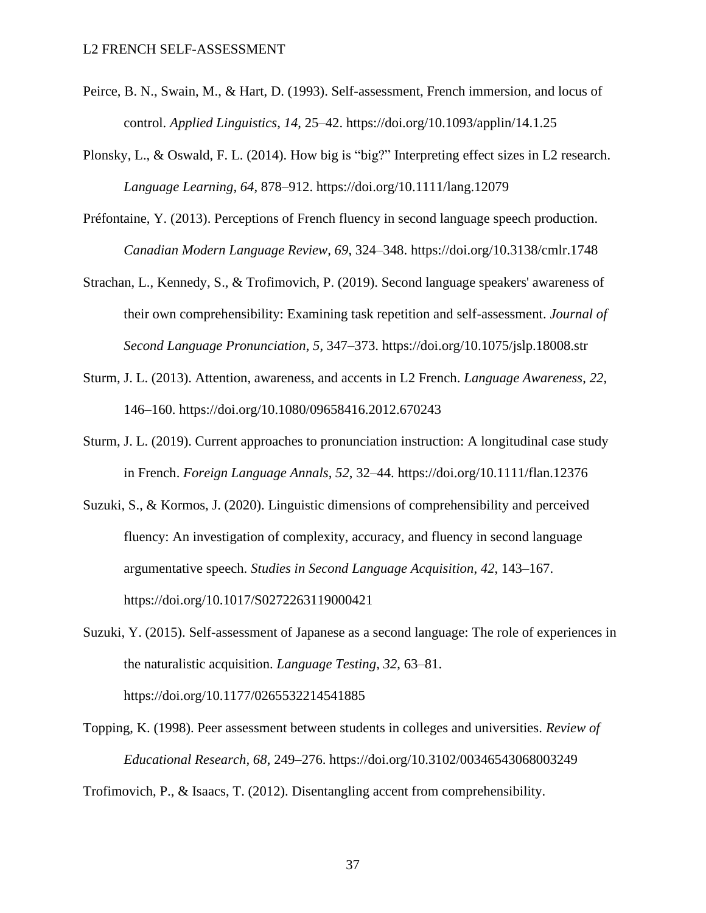Peirce, B. N., Swain, M., & Hart, D. (1993). Self-assessment, French immersion, and locus of control. *Applied Linguistics*, *14*, 25–42. https://doi.org/10.1093/applin/14.1.25

Plonsky, L., & Oswald, F. L. (2014). How big is "big?" Interpreting effect sizes in L2 research. *Language Learning*, *64*, 878–912. https://doi.org/10.1111/lang.12079

Préfontaine, Y. (2013). Perceptions of French fluency in second language speech production. *Canadian Modern Language Review*, *69*, 324–348. https://doi.org/10.3138/cmlr.1748

Strachan, L., Kennedy, S., & Trofimovich, P. (2019). Second language speakers' awareness of their own comprehensibility: Examining task repetition and self-assessment. *Journal of Second Language Pronunciation*, *5*, 347–373. https://doi.org/10.1075/jslp.18008.str

Sturm, J. L. (2013). Attention, awareness, and accents in L2 French. *Language Awareness*, *22*, 146–160. https://doi.org/10.1080/09658416.2012.670243

Sturm, J. L. (2019). Current approaches to pronunciation instruction: A longitudinal case study in French. *Foreign Language Annals*, *52*, 32–44. https://doi.org/10.1111/flan.12376

Suzuki, S., & Kormos, J. (2020). Linguistic dimensions of comprehensibility and perceived fluency: An investigation of complexity, accuracy, and fluency in second language argumentative speech. *Studies in Second Language Acquisition*, *42*, 143–167. https://doi.org/10.1017/S0272263119000421

Suzuki, Y. (2015). Self-assessment of Japanese as a second language: The role of experiences in the naturalistic acquisition. *Language Testing*, *32*, 63–81. https://doi.org/10.1177/0265532214541885

Topping, K. (1998). Peer assessment between students in colleges and universities. *Review of Educational Research*, *68*, 249–276. https://doi.org/10.3102/00346543068003249

Trofimovich, P., & Isaacs, T. (2012). Disentangling accent from comprehensibility.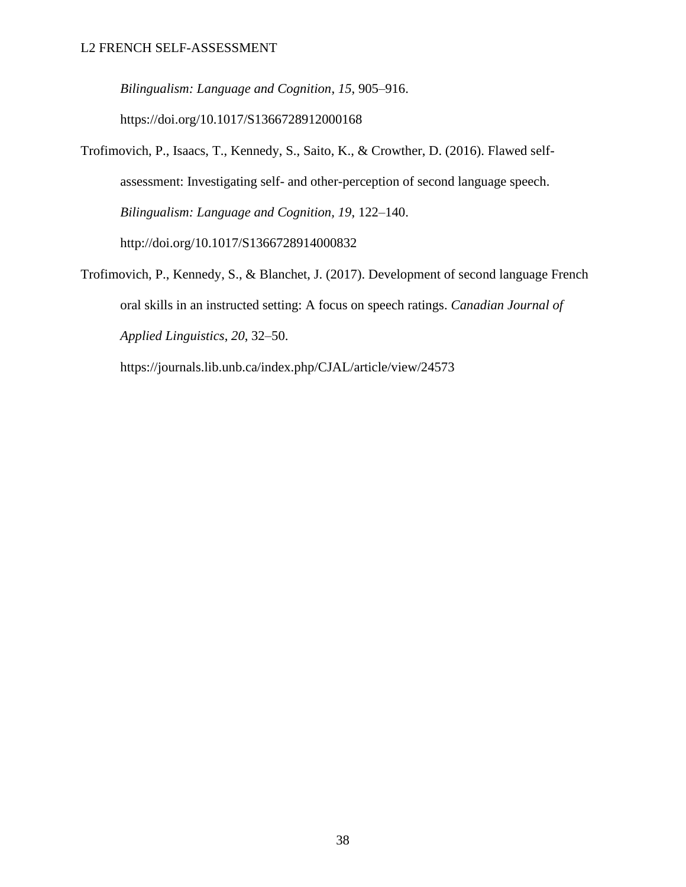*Bilingualism: Language and Cognition*, *15*, 905–916. https://doi.org/10.1017/S1366728912000168

Trofimovich, P., Isaacs, T., Kennedy, S., Saito, K., & Crowther, D. (2016). Flawed self-assessment: Investigating self- and other-perception of second language speech. *Bilingualism: Language and Cognition*, *19*, 122–140. http://doi.org/10.1017/S1366728914000832

Trofimovich, P., Kennedy, S., & Blanchet, J. (2017). Development of second language French oral skills in an instructed setting: A focus on speech ratings. *Canadian Journal of Applied Linguistics*, *20*, 32–50. https://journals.lib.unb.ca/index.php/CJAL/article/view/24573